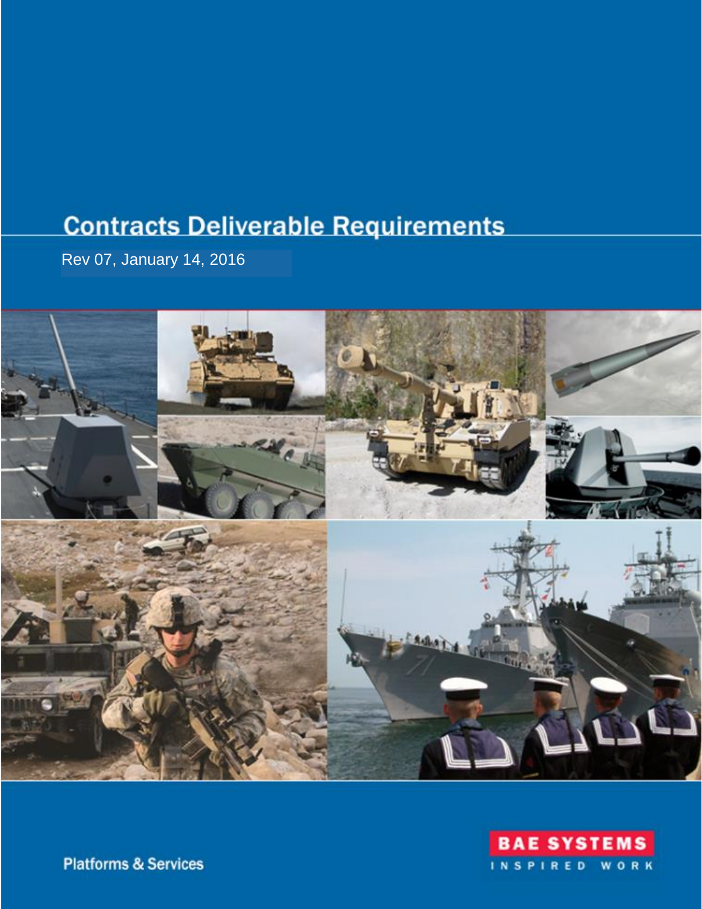# Contracts Deliverable Requirements

Rev 07, January 14, 2016

Platforms & Services

BAE SYSTEMS

INSPIRED WORK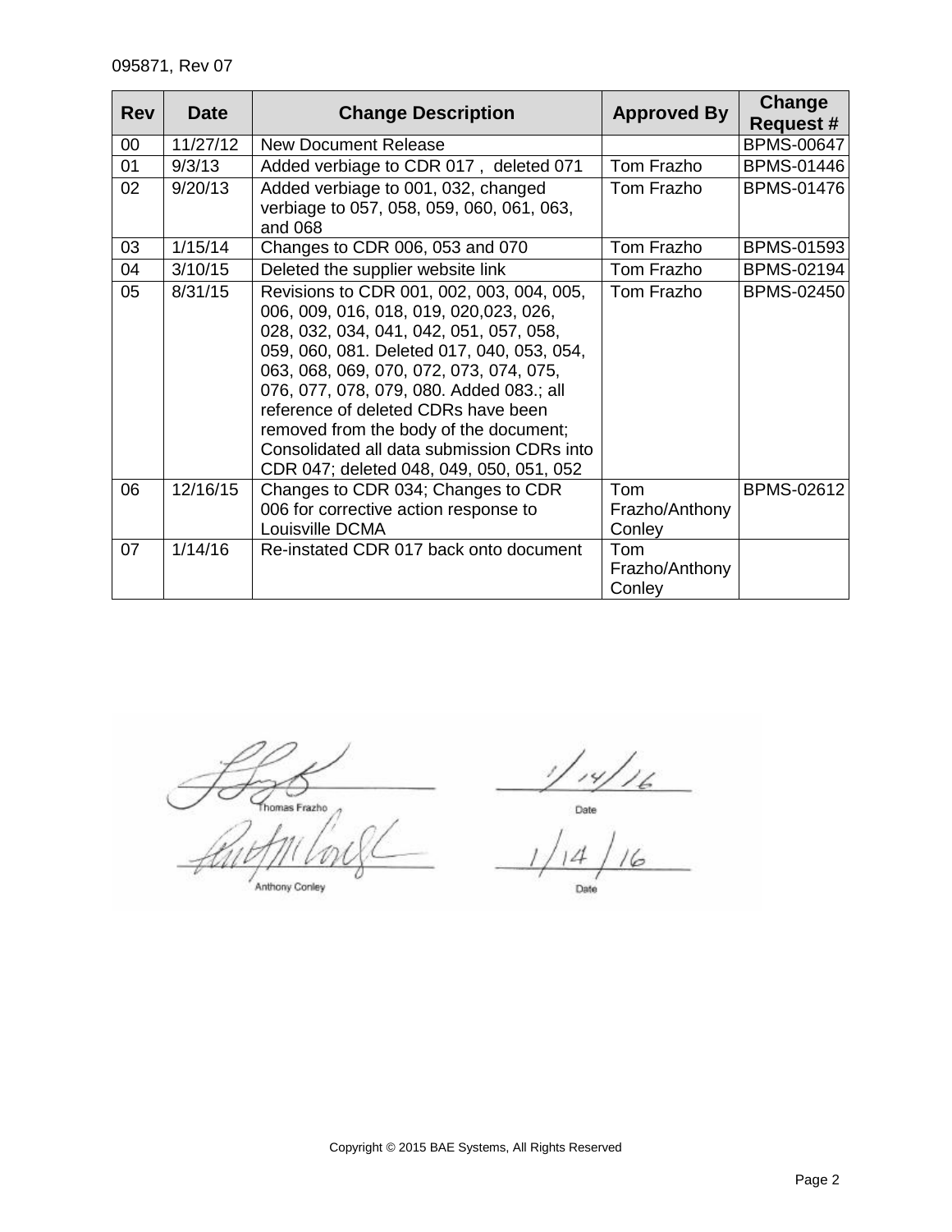095871, Rev 07

| Rev | Date | Change Description | Approved By | Change Request # |
|---|---|---|---|---|
| 00 | 11/27/12 | New Document Release | | BPMS-00647 |
| 01 | 9/3/13 | Added verbiage to CDR 017 , deleted 071 | Tom Frazho | BPMS-01446 |
| 02 | 9/20/13 | Added verbiage to 001, 032, changed verbiage to 057, 058, 059, 060, 061, 063, and 068 | Tom Frazho | BPMS-01476 |
| 03 | 1/15/14 | Changes to CDR 006, 053 and 070 | Tom Frazho | BPMS-01593 |
| 04 | 3/10/15 | Deleted the supplier website link | Tom Frazho | BPMS-02194 |
| 05 | 8/31/15 | Revisions to CDR 001, 002, 003, 004, 005, 006, 009, 016, 018, 019, 020,023, 026, 028, 032, 034, 041, 042, 051, 057, 058, 059, 060, 081. Deleted 017, 040, 053, 054, 063, 068, 069, 070, 072, 073, 074, 075, 076, 077, 078, 079, 080. Added 083.; all reference of deleted CDRs have been removed from the body of the document; Consolidated all data submission CDRs into CDR 047; deleted 048, 049, 050, 051, 052 | Tom Frazho | BPMS-02450 |
| 06 | 12/16/15 | Changes to CDR 034; Changes to CDR 006 for corrective action response to Louisville DCMA | Tom Frazho/Anthony Conley | BPMS-02612 |
| 07 | 1/14/16 | Re-instated CDR 017 back onto document | Tom Frazho/Anthony Conley | |

Thomas Frazho — Date: 1/14/16

Anthony Conley — Date: 1/14/16

Copyright © 2015 BAE Systems, All Rights Reserved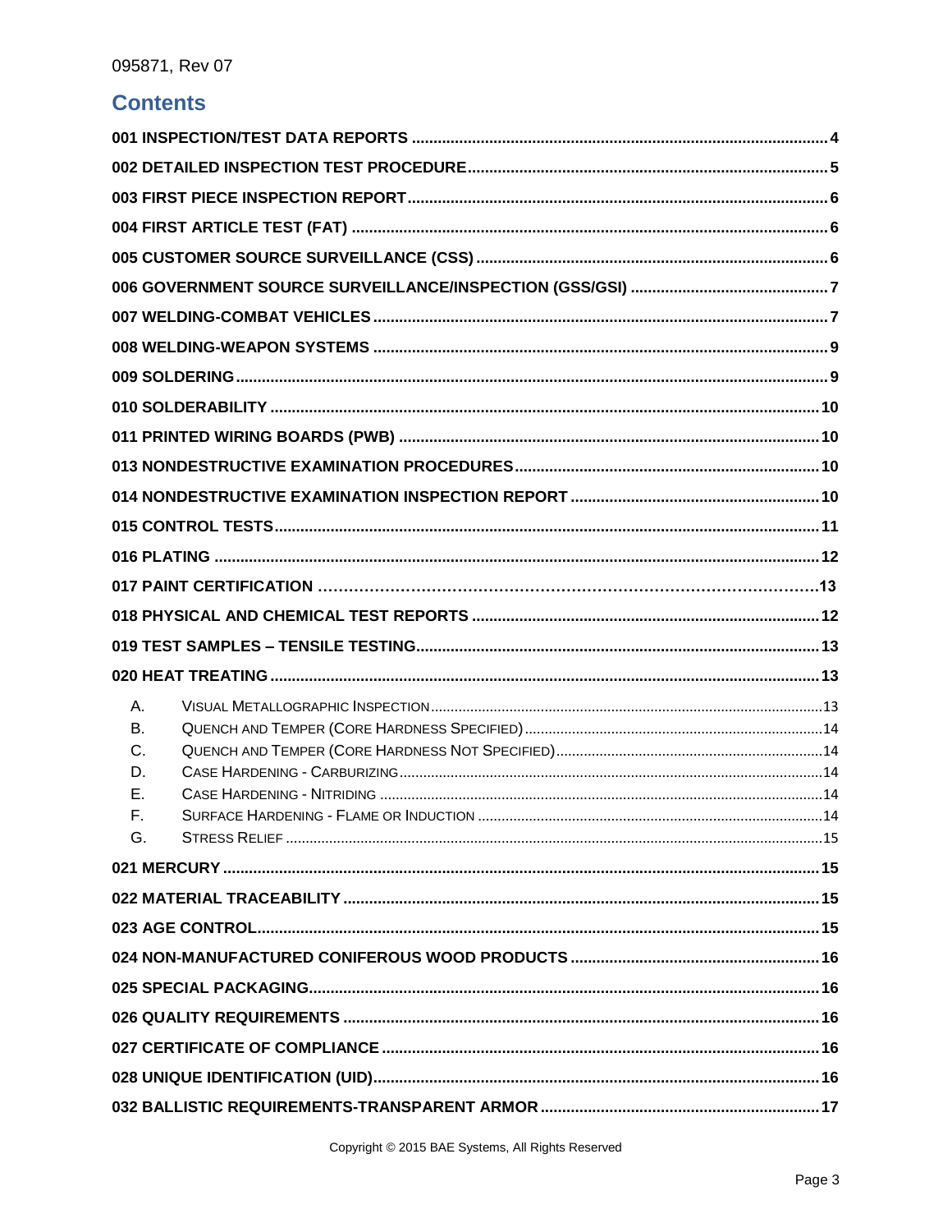# Contents

001 INSPECTION/TEST DATA REPORTS ........ 4
002 DETAILED INSPECTION TEST PROCEDURE ........ 5
003 FIRST PIECE INSPECTION REPORT ........ 6
004 FIRST ARTICLE TEST (FAT) ........ 6
005 CUSTOMER SOURCE SURVEILLANCE (CSS) ........ 6
006 GOVERNMENT SOURCE SURVEILLANCE/INSPECTION (GSS/GSI) ........ 7
007 WELDING-COMBAT VEHICLES ........ 7
008 WELDING-WEAPON SYSTEMS ........ 9
009 SOLDERING ........ 9
010 SOLDERABILITY ........ 10
011 PRINTED WIRING BOARDS (PWB) ........ 10
013 NONDESTRUCTIVE EXAMINATION PROCEDURES ........ 10
014 NONDESTRUCTIVE EXAMINATION INSPECTION REPORT ........ 10
015 CONTROL TESTS ........ 11
016 PLATING ........ 12
017 PAINT CERTIFICATION ........ 13
018 PHYSICAL AND CHEMICAL TEST REPORTS ........ 12
019 TEST SAMPLES – TENSILE TESTING ........ 13
020 HEAT TREATING ........ 13

- A. Visual Metallographic Inspection ........ 13
- B. Quench and Temper (Core Hardness Specified) ........ 14
- C. Quench and Temper (Core Hardness Not Specified) ........ 14
- D. Case Hardening - Carburizing ........ 14
- E. Case Hardening - Nitriding ........ 14
- F. Surface Hardening - Flame or Induction ........ 14
- G. Stress Relief ........ 15

021 MERCURY ........ 15
022 MATERIAL TRACEABILITY ........ 15
023 AGE CONTROL ........ 15
024 NON-MANUFACTURED CONIFEROUS WOOD PRODUCTS ........ 16
025 SPECIAL PACKAGING ........ 16
026 QUALITY REQUIREMENTS ........ 16
027 CERTIFICATE OF COMPLIANCE ........ 16
028 UNIQUE IDENTIFICATION (UID) ........ 16
032 BALLISTIC REQUIREMENTS-TRANSPARENT ARMOR ........ 17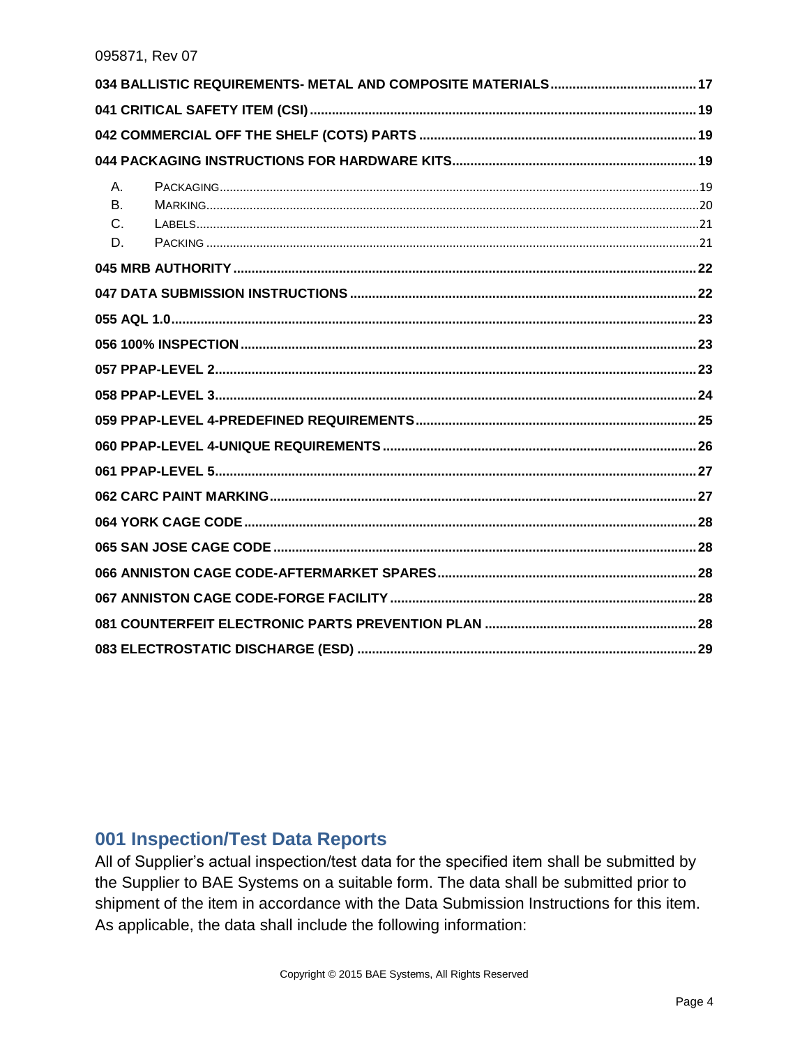034 BALLISTIC REQUIREMENTS- METAL AND COMPOSITE MATERIALS........................................17

041 CRITICAL SAFETY ITEM (CSI)........................................................................................19

042 COMMERCIAL OFF THE SHELF (COTS) PARTS ..........................................................19

044 PACKAGING INSTRUCTIONS FOR HARDWARE KITS..................................................19

- A. PACKAGING.........................................................................................................19
- B. MARKING.............................................................................................................20
- C. LABELS...............................................................................................................21
- D. PACKING .............................................................................................................21

045 MRB AUTHORITY.............................................................................................................22

047 DATA SUBMISSION INSTRUCTIONS ..............................................................................22

055 AQL 1.0.............................................................................................................................23

056 100% INSPECTION...........................................................................................................23

057 PPAP-LEVEL 2..................................................................................................................23

058 PPAP-LEVEL 3..................................................................................................................24

059 PPAP-LEVEL 4-PREDEFINED REQUIREMENTS...........................................................25

060 PPAP-LEVEL 4-UNIQUE REQUIREMENTS.....................................................................26

061 PPAP-LEVEL 5..................................................................................................................27

062 CARC PAINT MARKING...................................................................................................27

064 YORK CAGE CODE..........................................................................................................28

065 SAN JOSE CAGE CODE ..................................................................................................28

066 ANNISTON CAGE CODE-AFTERMARKET SPARES......................................................28

067 ANNISTON CAGE CODE-FORGE FACILITY ..................................................................28

081 COUNTERFEIT ELECTRONIC PARTS PREVENTION PLAN .........................................28

083 ELECTROSTATIC DISCHARGE (ESD) ...........................................................................29

## 001 Inspection/Test Data Reports

All of Supplier's actual inspection/test data for the specified item shall be submitted by the Supplier to BAE Systems on a suitable form. The data shall be submitted prior to shipment of the item in accordance with the Data Submission Instructions for this item. As applicable, the data shall include the following information: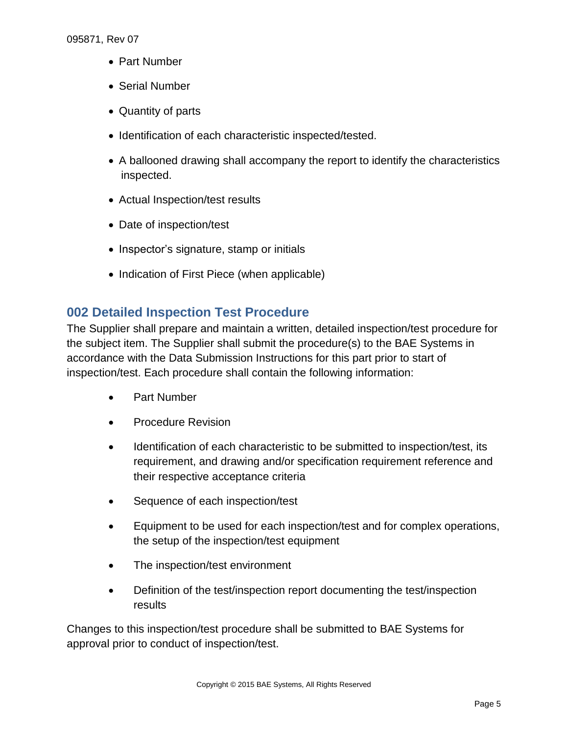- Part Number
- Serial Number
- Quantity of parts
- Identification of each characteristic inspected/tested.
- A ballooned drawing shall accompany the report to identify the characteristics inspected.
- Actual Inspection/test results
- Date of inspection/test
- Inspector's signature, stamp or initials
- Indication of First Piece (when applicable)

## 002 Detailed Inspection Test Procedure

The Supplier shall prepare and maintain a written, detailed inspection/test procedure for the subject item. The Supplier shall submit the procedure(s) to the BAE Systems in accordance with the Data Submission Instructions for this part prior to start of inspection/test. Each procedure shall contain the following information:

- Part Number
- Procedure Revision
- Identification of each characteristic to be submitted to inspection/test, its requirement, and drawing and/or specification requirement reference and their respective acceptance criteria
- Sequence of each inspection/test
- Equipment to be used for each inspection/test and for complex operations, the setup of the inspection/test equipment
- The inspection/test environment
- Definition of the test/inspection report documenting the test/inspection results

Changes to this inspection/test procedure shall be submitted to BAE Systems for approval prior to conduct of inspection/test.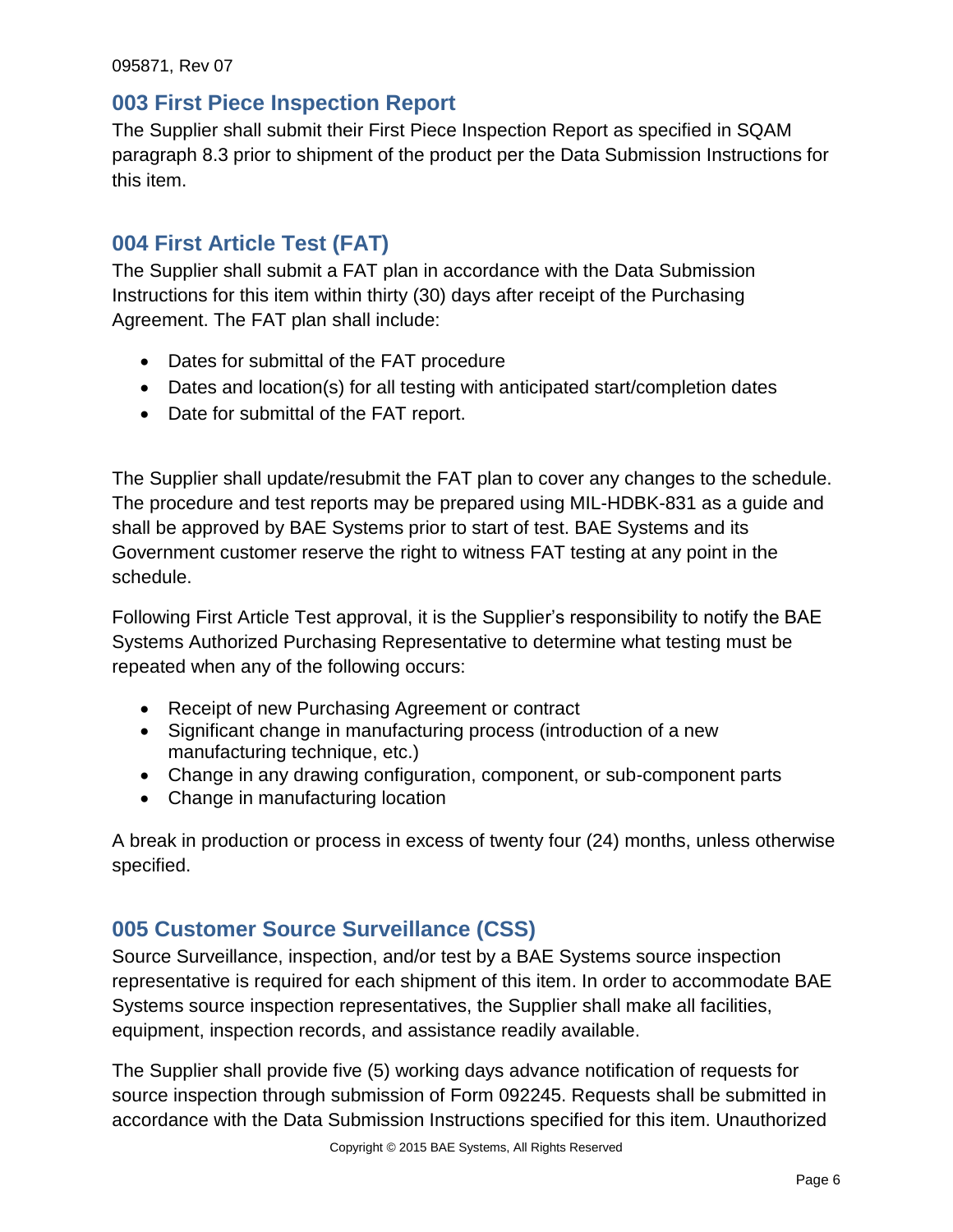## 003 First Piece Inspection Report

The Supplier shall submit their First Piece Inspection Report as specified in SQAM paragraph 8.3 prior to shipment of the product per the Data Submission Instructions for this item.

## 004 First Article Test (FAT)

The Supplier shall submit a FAT plan in accordance with the Data Submission Instructions for this item within thirty (30) days after receipt of the Purchasing Agreement. The FAT plan shall include:

- Dates for submittal of the FAT procedure
- Dates and location(s) for all testing with anticipated start/completion dates
- Date for submittal of the FAT report.

The Supplier shall update/resubmit the FAT plan to cover any changes to the schedule. The procedure and test reports may be prepared using MIL-HDBK-831 as a guide and shall be approved by BAE Systems prior to start of test. BAE Systems and its Government customer reserve the right to witness FAT testing at any point in the schedule.

Following First Article Test approval, it is the Supplier's responsibility to notify the BAE Systems Authorized Purchasing Representative to determine what testing must be repeated when any of the following occurs:

- Receipt of new Purchasing Agreement or contract
- Significant change in manufacturing process (introduction of a new manufacturing technique, etc.)
- Change in any drawing configuration, component, or sub-component parts
- Change in manufacturing location

A break in production or process in excess of twenty four (24) months, unless otherwise specified.

## 005 Customer Source Surveillance (CSS)

Source Surveillance, inspection, and/or test by a BAE Systems source inspection representative is required for each shipment of this item. In order to accommodate BAE Systems source inspection representatives, the Supplier shall make all facilities, equipment, inspection records, and assistance readily available.

The Supplier shall provide five (5) working days advance notification of requests for source inspection through submission of Form 092245. Requests shall be submitted in accordance with the Data Submission Instructions specified for this item. Unauthorized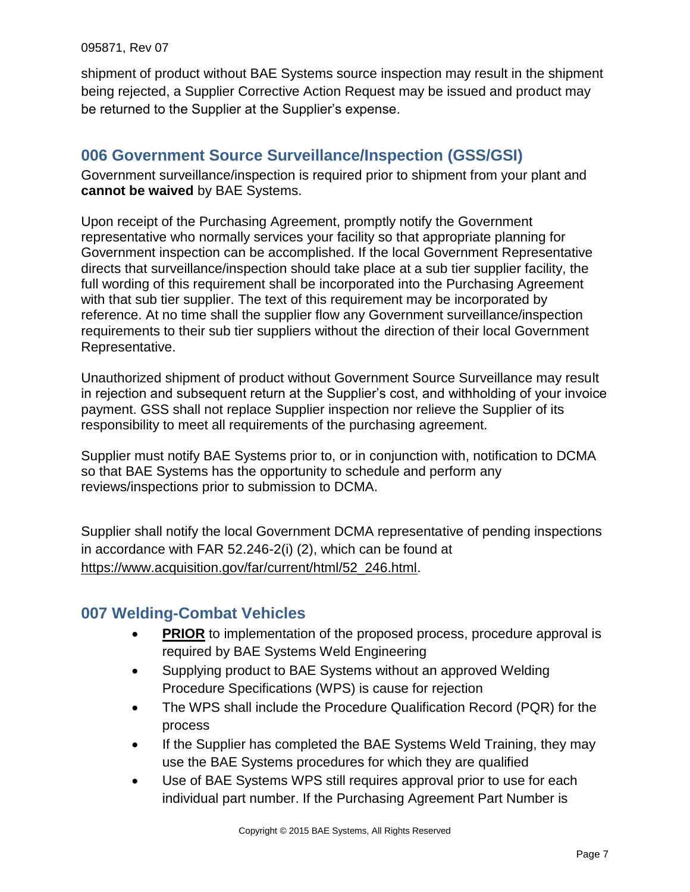shipment of product without BAE Systems source inspection may result in the shipment being rejected, a Supplier Corrective Action Request may be issued and product may be returned to the Supplier at the Supplier's expense.

## 006 Government Source Surveillance/Inspection (GSS/GSI)

Government surveillance/inspection is required prior to shipment from your plant and **cannot be waived** by BAE Systems.

Upon receipt of the Purchasing Agreement, promptly notify the Government representative who normally services your facility so that appropriate planning for Government inspection can be accomplished. If the local Government Representative directs that surveillance/inspection should take place at a sub tier supplier facility, the full wording of this requirement shall be incorporated into the Purchasing Agreement with that sub tier supplier. The text of this requirement may be incorporated by reference. At no time shall the supplier flow any Government surveillance/inspection requirements to their sub tier suppliers without the direction of their local Government Representative.

Unauthorized shipment of product without Government Source Surveillance may result in rejection and subsequent return at the Supplier's cost, and withholding of your invoice payment. GSS shall not replace Supplier inspection nor relieve the Supplier of its responsibility to meet all requirements of the purchasing agreement.

Supplier must notify BAE Systems prior to, or in conjunction with, notification to DCMA so that BAE Systems has the opportunity to schedule and perform any reviews/inspections prior to submission to DCMA.

Supplier shall notify the local Government DCMA representative of pending inspections in accordance with FAR 52.246-2(i) (2), which can be found at https://www.acquisition.gov/far/current/html/52_246.html.

## 007 Welding-Combat Vehicles

- **PRIOR** to implementation of the proposed process, procedure approval is required by BAE Systems Weld Engineering
- Supplying product to BAE Systems without an approved Welding Procedure Specifications (WPS) is cause for rejection
- The WPS shall include the Procedure Qualification Record (PQR) for the process
- If the Supplier has completed the BAE Systems Weld Training, they may use the BAE Systems procedures for which they are qualified
- Use of BAE Systems WPS still requires approval prior to use for each individual part number. If the Purchasing Agreement Part Number is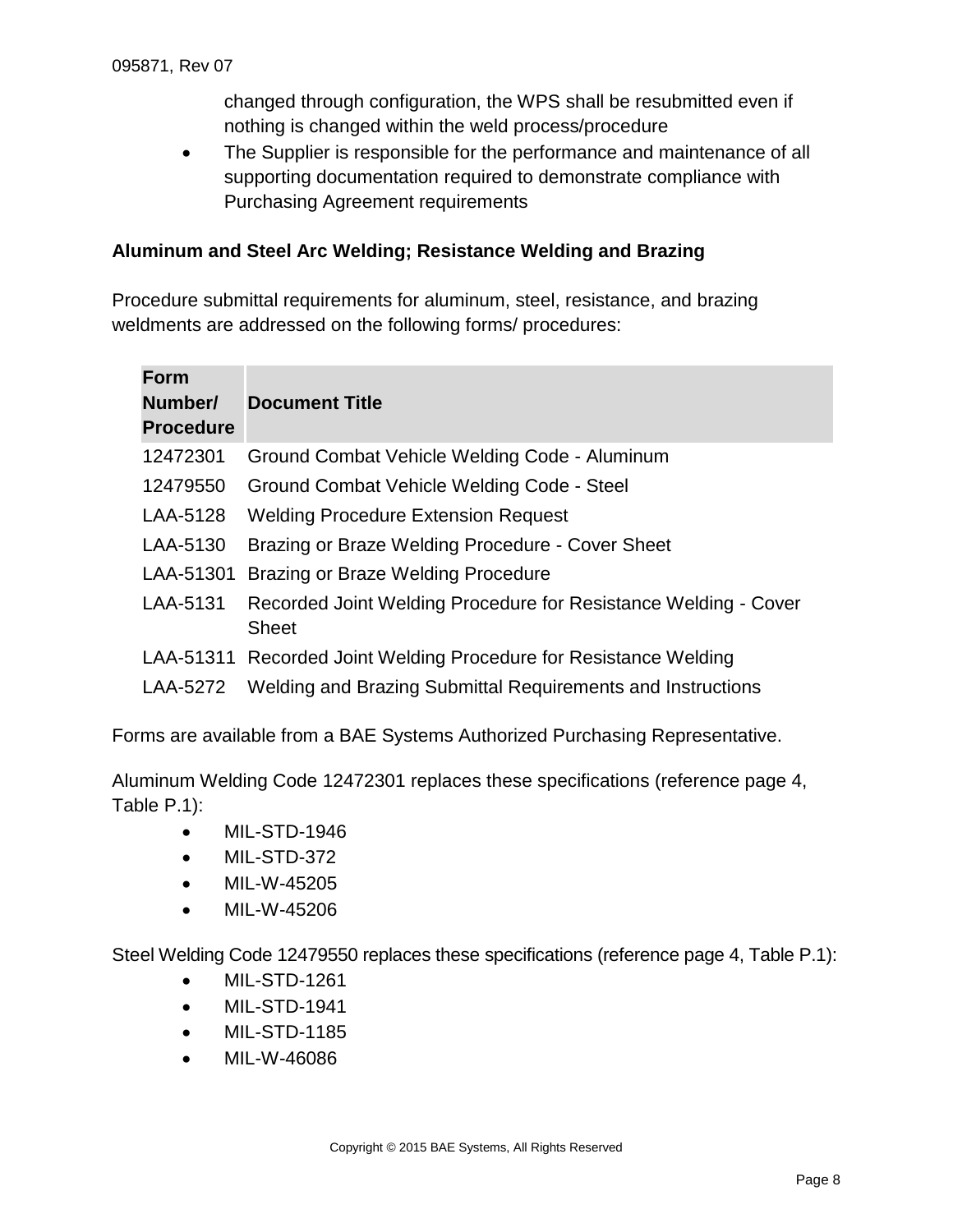changed through configuration, the WPS shall be resubmitted even if nothing is changed within the weld process/procedure

- The Supplier is responsible for the performance and maintenance of all supporting documentation required to demonstrate compliance with Purchasing Agreement requirements

**Aluminum and Steel Arc Welding; Resistance Welding and Brazing**

Procedure submittal requirements for aluminum, steel, resistance, and brazing weldments are addressed on the following forms/ procedures:

| Form Number/ Procedure | Document Title |
|---|---|
| 12472301 | Ground Combat Vehicle Welding Code - Aluminum |
| 12479550 | Ground Combat Vehicle Welding Code - Steel |
| LAA-5128 | Welding Procedure Extension Request |
| LAA-5130 | Brazing or Braze Welding Procedure - Cover Sheet |
| LAA-51301 | Brazing or Braze Welding Procedure |
| LAA-5131 | Recorded Joint Welding Procedure for Resistance Welding - Cover Sheet |
| LAA-51311 | Recorded Joint Welding Procedure for Resistance Welding |
| LAA-5272 | Welding and Brazing Submittal Requirements and Instructions |

Forms are available from a BAE Systems Authorized Purchasing Representative.

Aluminum Welding Code 12472301 replaces these specifications (reference page 4, Table P.1):

- MIL-STD-1946
- MIL-STD-372
- MIL-W-45205
- MIL-W-45206

Steel Welding Code 12479550 replaces these specifications (reference page 4, Table P.1):

- MIL-STD-1261
- MIL-STD-1941
- MIL-STD-1185
- MIL-W-46086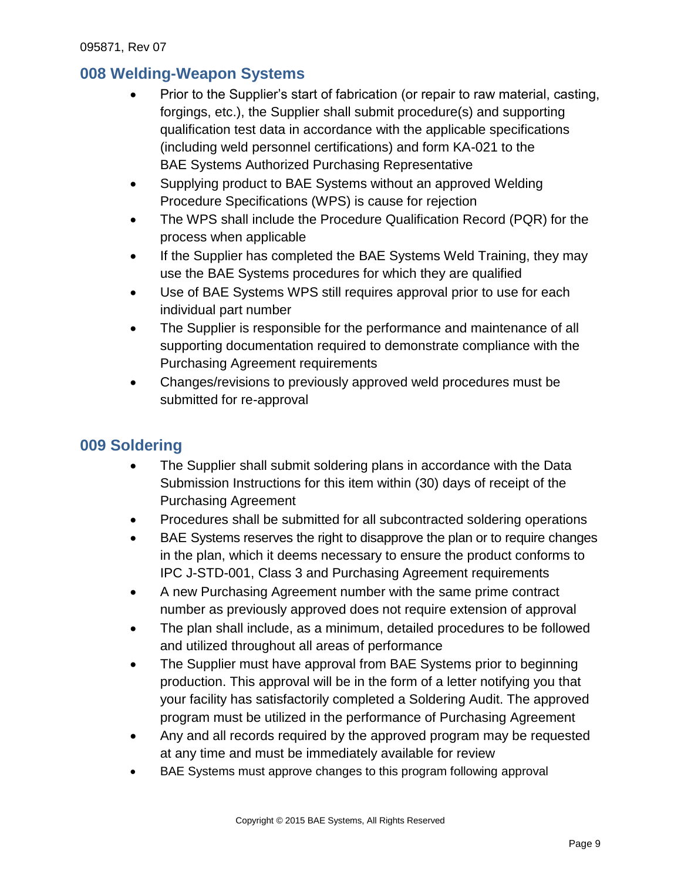## 008 Welding-Weapon Systems

- Prior to the Supplier's start of fabrication (or repair to raw material, casting, forgings, etc.), the Supplier shall submit procedure(s) and supporting qualification test data in accordance with the applicable specifications (including weld personnel certifications) and form KA-021 to the BAE Systems Authorized Purchasing Representative
- Supplying product to BAE Systems without an approved Welding Procedure Specifications (WPS) is cause for rejection
- The WPS shall include the Procedure Qualification Record (PQR) for the process when applicable
- If the Supplier has completed the BAE Systems Weld Training, they may use the BAE Systems procedures for which they are qualified
- Use of BAE Systems WPS still requires approval prior to use for each individual part number
- The Supplier is responsible for the performance and maintenance of all supporting documentation required to demonstrate compliance with the Purchasing Agreement requirements
- Changes/revisions to previously approved weld procedures must be submitted for re-approval

## 009 Soldering

- The Supplier shall submit soldering plans in accordance with the Data Submission Instructions for this item within (30) days of receipt of the Purchasing Agreement
- Procedures shall be submitted for all subcontracted soldering operations
- BAE Systems reserves the right to disapprove the plan or to require changes in the plan, which it deems necessary to ensure the product conforms to IPC J-STD-001, Class 3 and Purchasing Agreement requirements
- A new Purchasing Agreement number with the same prime contract number as previously approved does not require extension of approval
- The plan shall include, as a minimum, detailed procedures to be followed and utilized throughout all areas of performance
- The Supplier must have approval from BAE Systems prior to beginning production. This approval will be in the form of a letter notifying you that your facility has satisfactorily completed a Soldering Audit. The approved program must be utilized in the performance of Purchasing Agreement
- Any and all records required by the approved program may be requested at any time and must be immediately available for review
- BAE Systems must approve changes to this program following approval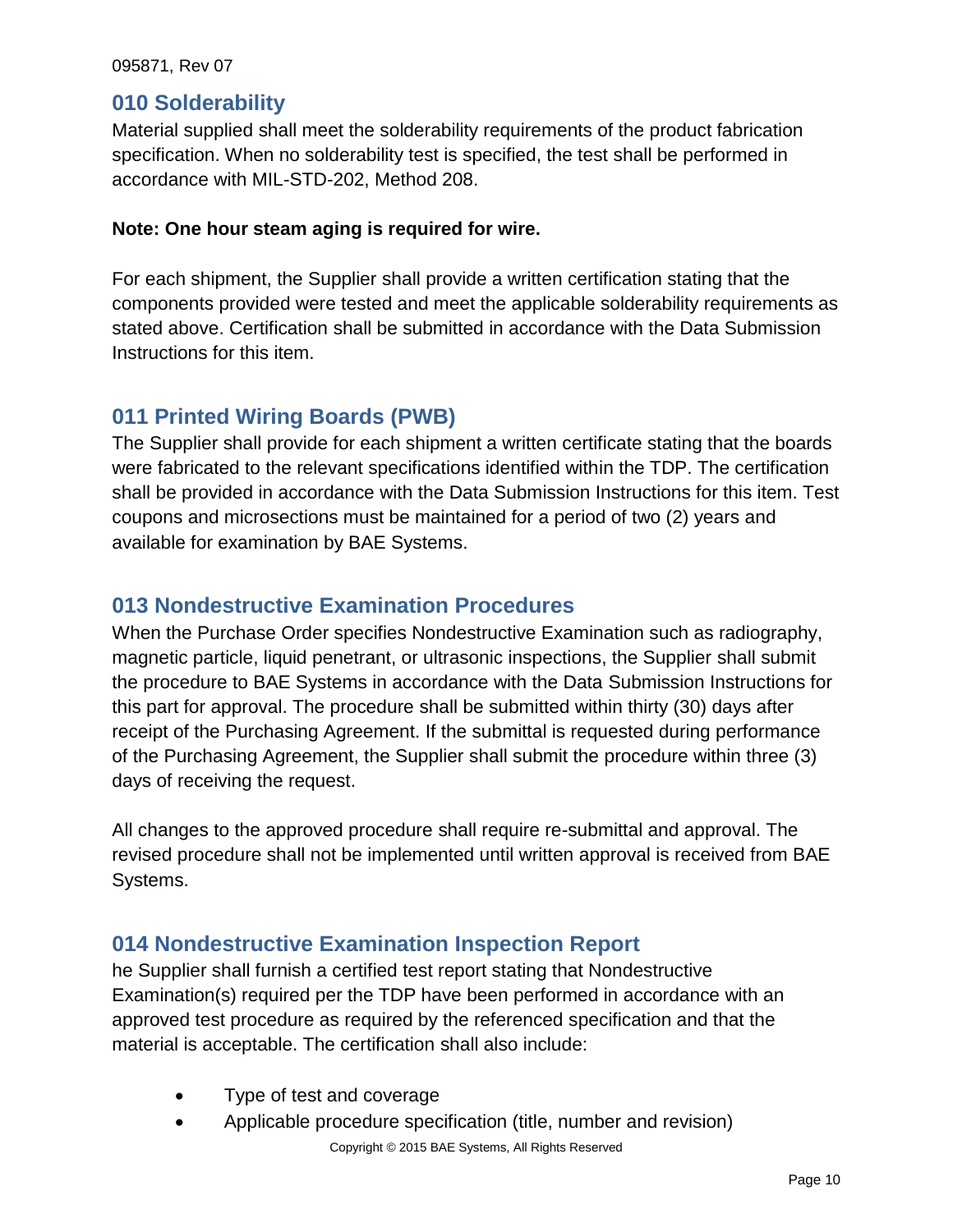## 010 Solderability

Material supplied shall meet the solderability requirements of the product fabrication specification. When no solderability test is specified, the test shall be performed in accordance with MIL-STD-202, Method 208.

**Note: One hour steam aging is required for wire.**

For each shipment, the Supplier shall provide a written certification stating that the components provided were tested and meet the applicable solderability requirements as stated above. Certification shall be submitted in accordance with the Data Submission Instructions for this item.

## 011 Printed Wiring Boards (PWB)

The Supplier shall provide for each shipment a written certificate stating that the boards were fabricated to the relevant specifications identified within the TDP. The certification shall be provided in accordance with the Data Submission Instructions for this item. Test coupons and microsections must be maintained for a period of two (2) years and available for examination by BAE Systems.

## 013 Nondestructive Examination Procedures

When the Purchase Order specifies Nondestructive Examination such as radiography, magnetic particle, liquid penetrant, or ultrasonic inspections, the Supplier shall submit the procedure to BAE Systems in accordance with the Data Submission Instructions for this part for approval. The procedure shall be submitted within thirty (30) days after receipt of the Purchasing Agreement. If the submittal is requested during performance of the Purchasing Agreement, the Supplier shall submit the procedure within three (3) days of receiving the request.

All changes to the approved procedure shall require re-submittal and approval. The revised procedure shall not be implemented until written approval is received from BAE Systems.

## 014 Nondestructive Examination Inspection Report

he Supplier shall furnish a certified test report stating that Nondestructive Examination(s) required per the TDP have been performed in accordance with an approved test procedure as required by the referenced specification and that the material is acceptable. The certification shall also include:

- Type of test and coverage
- Applicable procedure specification (title, number and revision)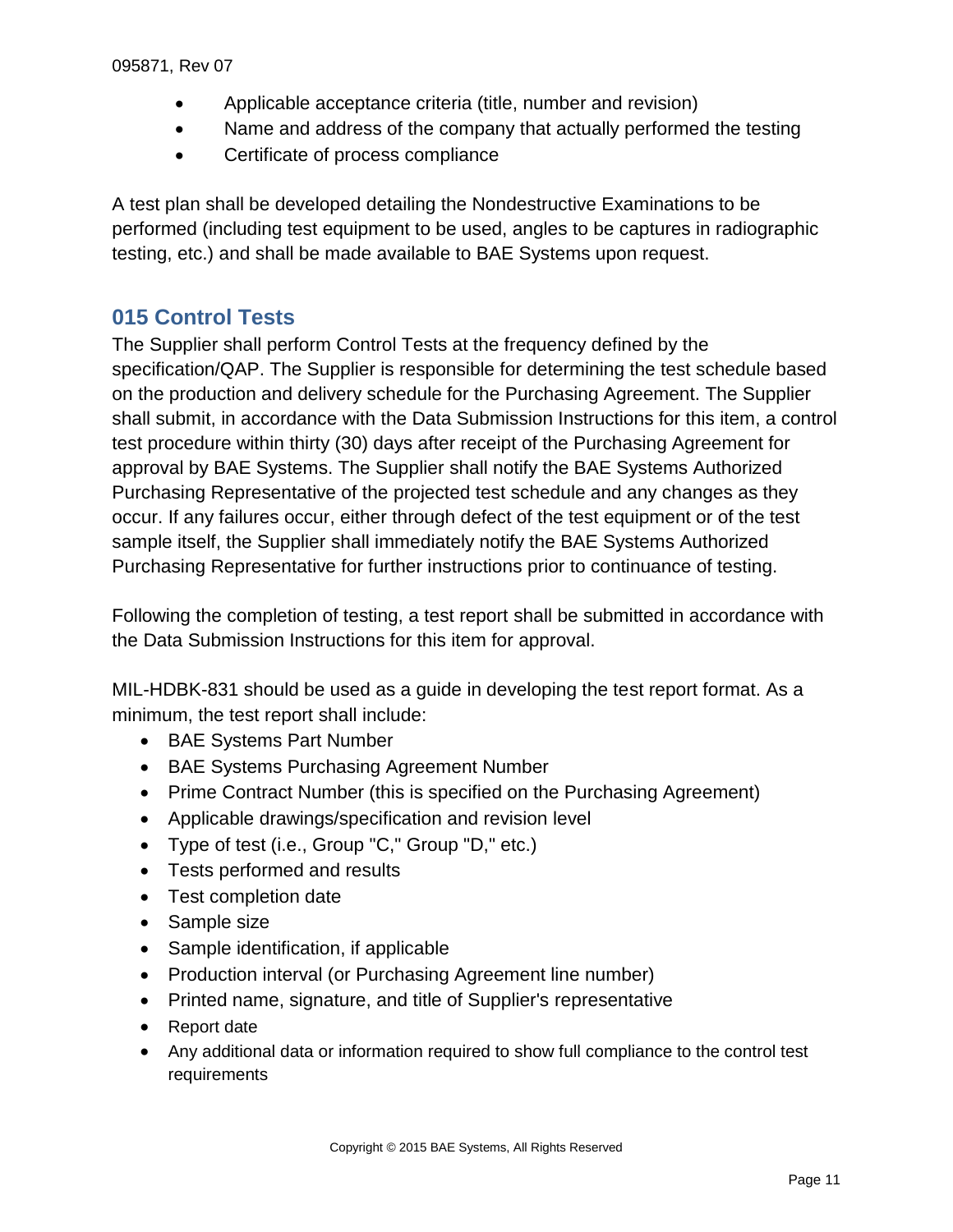- Applicable acceptance criteria (title, number and revision)
- Name and address of the company that actually performed the testing
- Certificate of process compliance

A test plan shall be developed detailing the Nondestructive Examinations to be performed (including test equipment to be used, angles to be captures in radiographic testing, etc.) and shall be made available to BAE Systems upon request.

## 015 Control Tests

The Supplier shall perform Control Tests at the frequency defined by the specification/QAP. The Supplier is responsible for determining the test schedule based on the production and delivery schedule for the Purchasing Agreement. The Supplier shall submit, in accordance with the Data Submission Instructions for this item, a control test procedure within thirty (30) days after receipt of the Purchasing Agreement for approval by BAE Systems. The Supplier shall notify the BAE Systems Authorized Purchasing Representative of the projected test schedule and any changes as they occur. If any failures occur, either through defect of the test equipment or of the test sample itself, the Supplier shall immediately notify the BAE Systems Authorized Purchasing Representative for further instructions prior to continuance of testing.

Following the completion of testing, a test report shall be submitted in accordance with the Data Submission Instructions for this item for approval.

MIL-HDBK-831 should be used as a guide in developing the test report format. As a minimum, the test report shall include:

- BAE Systems Part Number
- BAE Systems Purchasing Agreement Number
- Prime Contract Number (this is specified on the Purchasing Agreement)
- Applicable drawings/specification and revision level
- Type of test (i.e., Group "C," Group "D," etc.)
- Tests performed and results
- Test completion date
- Sample size
- Sample identification, if applicable
- Production interval (or Purchasing Agreement line number)
- Printed name, signature, and title of Supplier's representative
- Report date
- Any additional data or information required to show full compliance to the control test requirements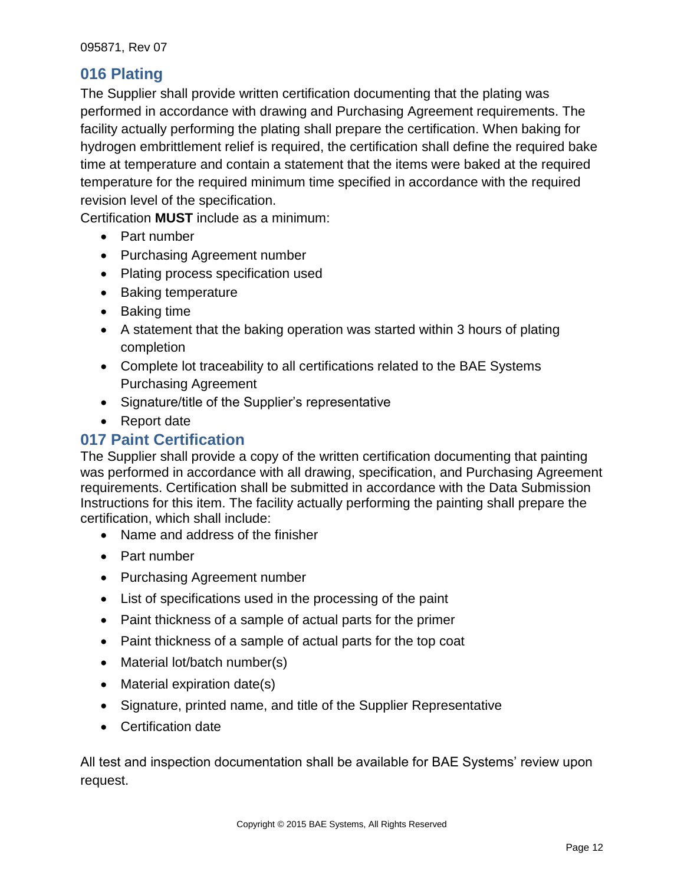## 016 Plating

The Supplier shall provide written certification documenting that the plating was performed in accordance with drawing and Purchasing Agreement requirements. The facility actually performing the plating shall prepare the certification. When baking for hydrogen embrittlement relief is required, the certification shall define the required bake time at temperature and contain a statement that the items were baked at the required temperature for the required minimum time specified in accordance with the required revision level of the specification.

Certification **MUST** include as a minimum:

- Part number
- Purchasing Agreement number
- Plating process specification used
- Baking temperature
- Baking time
- A statement that the baking operation was started within 3 hours of plating completion
- Complete lot traceability to all certifications related to the BAE Systems Purchasing Agreement
- Signature/title of the Supplier's representative
- Report date

## 017 Paint Certification

The Supplier shall provide a copy of the written certification documenting that painting was performed in accordance with all drawing, specification, and Purchasing Agreement requirements. Certification shall be submitted in accordance with the Data Submission Instructions for this item. The facility actually performing the painting shall prepare the certification, which shall include:

- Name and address of the finisher
- Part number
- Purchasing Agreement number
- List of specifications used in the processing of the paint
- Paint thickness of a sample of actual parts for the primer
- Paint thickness of a sample of actual parts for the top coat
- Material lot/batch number(s)
- Material expiration date(s)
- Signature, printed name, and title of the Supplier Representative
- Certification date

All test and inspection documentation shall be available for BAE Systems' review upon request.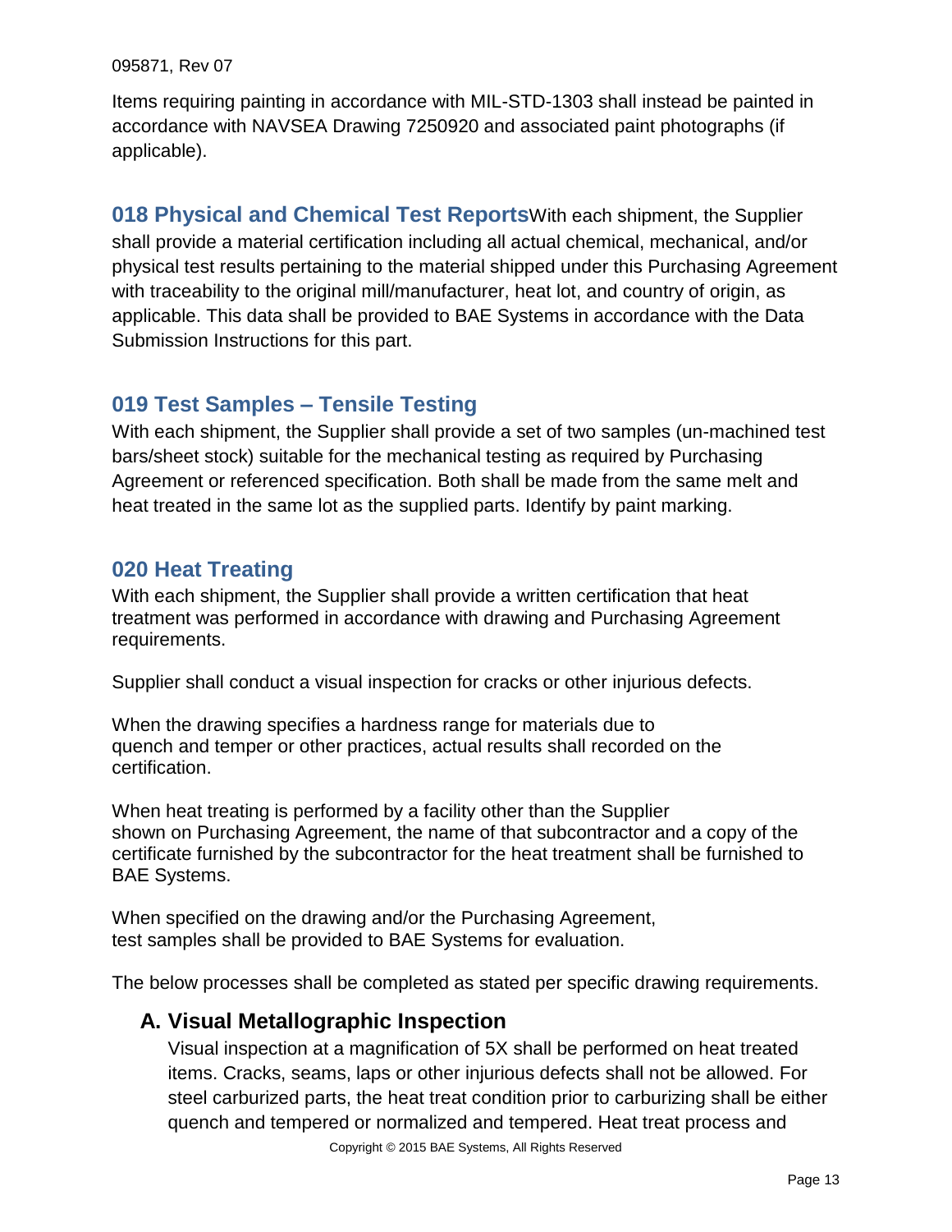Items requiring painting in accordance with MIL-STD-1303 shall instead be painted in accordance with NAVSEA Drawing 7250920 and associated paint photographs (if applicable).

## 018 Physical and Chemical Test Reports

With each shipment, the Supplier shall provide a material certification including all actual chemical, mechanical, and/or physical test results pertaining to the material shipped under this Purchasing Agreement with traceability to the original mill/manufacturer, heat lot, and country of origin, as applicable. This data shall be provided to BAE Systems in accordance with the Data Submission Instructions for this part.

## 019 Test Samples – Tensile Testing

With each shipment, the Supplier shall provide a set of two samples (un-machined test bars/sheet stock) suitable for the mechanical testing as required by Purchasing Agreement or referenced specification. Both shall be made from the same melt and heat treated in the same lot as the supplied parts. Identify by paint marking.

## 020 Heat Treating

With each shipment, the Supplier shall provide a written certification that heat treatment was performed in accordance with drawing and Purchasing Agreement requirements.

Supplier shall conduct a visual inspection for cracks or other injurious defects.

When the drawing specifies a hardness range for materials due to quench and temper or other practices, actual results shall recorded on the certification.

When heat treating is performed by a facility other than the Supplier shown on Purchasing Agreement, the name of that subcontractor and a copy of the certificate furnished by the subcontractor for the heat treatment shall be furnished to BAE Systems.

When specified on the drawing and/or the Purchasing Agreement, test samples shall be provided to BAE Systems for evaluation.

The below processes shall be completed as stated per specific drawing requirements.

### A. Visual Metallographic Inspection

Visual inspection at a magnification of 5X shall be performed on heat treated items. Cracks, seams, laps or other injurious defects shall not be allowed. For steel carburized parts, the heat treat condition prior to carburizing shall be either quench and tempered or normalized and tempered. Heat treat process and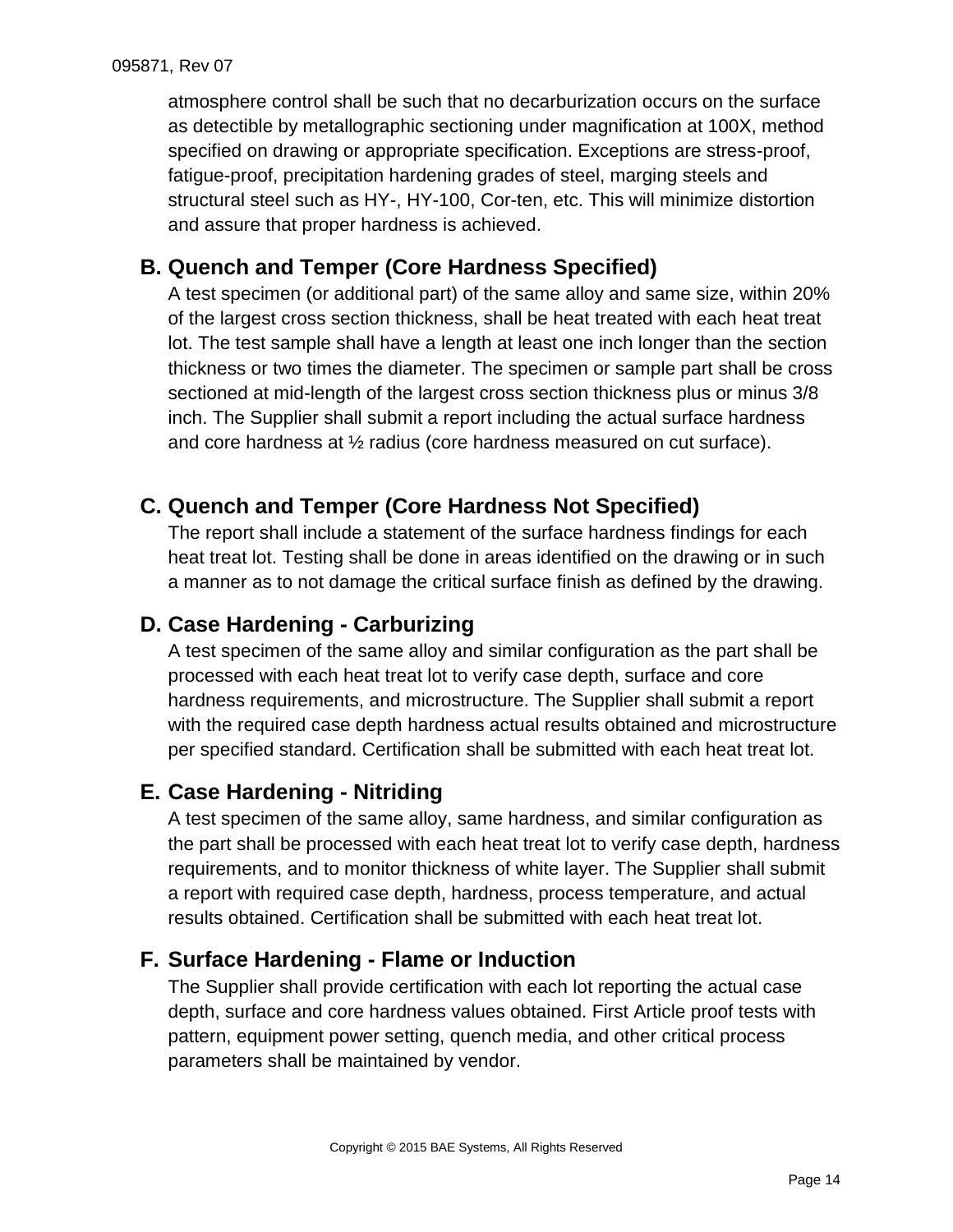atmosphere control shall be such that no decarburization occurs on the surface as detectible by metallographic sectioning under magnification at 100X, method specified on drawing or appropriate specification. Exceptions are stress-proof, fatigue-proof, precipitation hardening grades of steel, marging steels and structural steel such as HY-, HY-100, Cor-ten, etc. This will minimize distortion and assure that proper hardness is achieved.

### B. Quench and Temper (Core Hardness Specified)

A test specimen (or additional part) of the same alloy and same size, within 20% of the largest cross section thickness, shall be heat treated with each heat treat lot. The test sample shall have a length at least one inch longer than the section thickness or two times the diameter. The specimen or sample part shall be cross sectioned at mid-length of the largest cross section thickness plus or minus 3/8 inch. The Supplier shall submit a report including the actual surface hardness and core hardness at ½ radius (core hardness measured on cut surface).

### C. Quench and Temper (Core Hardness Not Specified)

The report shall include a statement of the surface hardness findings for each heat treat lot. Testing shall be done in areas identified on the drawing or in such a manner as to not damage the critical surface finish as defined by the drawing.

### D. Case Hardening - Carburizing

A test specimen of the same alloy and similar configuration as the part shall be processed with each heat treat lot to verify case depth, surface and core hardness requirements, and microstructure. The Supplier shall submit a report with the required case depth hardness actual results obtained and microstructure per specified standard. Certification shall be submitted with each heat treat lot.

### E. Case Hardening - Nitriding

A test specimen of the same alloy, same hardness, and similar configuration as the part shall be processed with each heat treat lot to verify case depth, hardness requirements, and to monitor thickness of white layer. The Supplier shall submit a report with required case depth, hardness, process temperature, and actual results obtained. Certification shall be submitted with each heat treat lot.

### F. Surface Hardening - Flame or Induction

The Supplier shall provide certification with each lot reporting the actual case depth, surface and core hardness values obtained. First Article proof tests with pattern, equipment power setting, quench media, and other critical process parameters shall be maintained by vendor.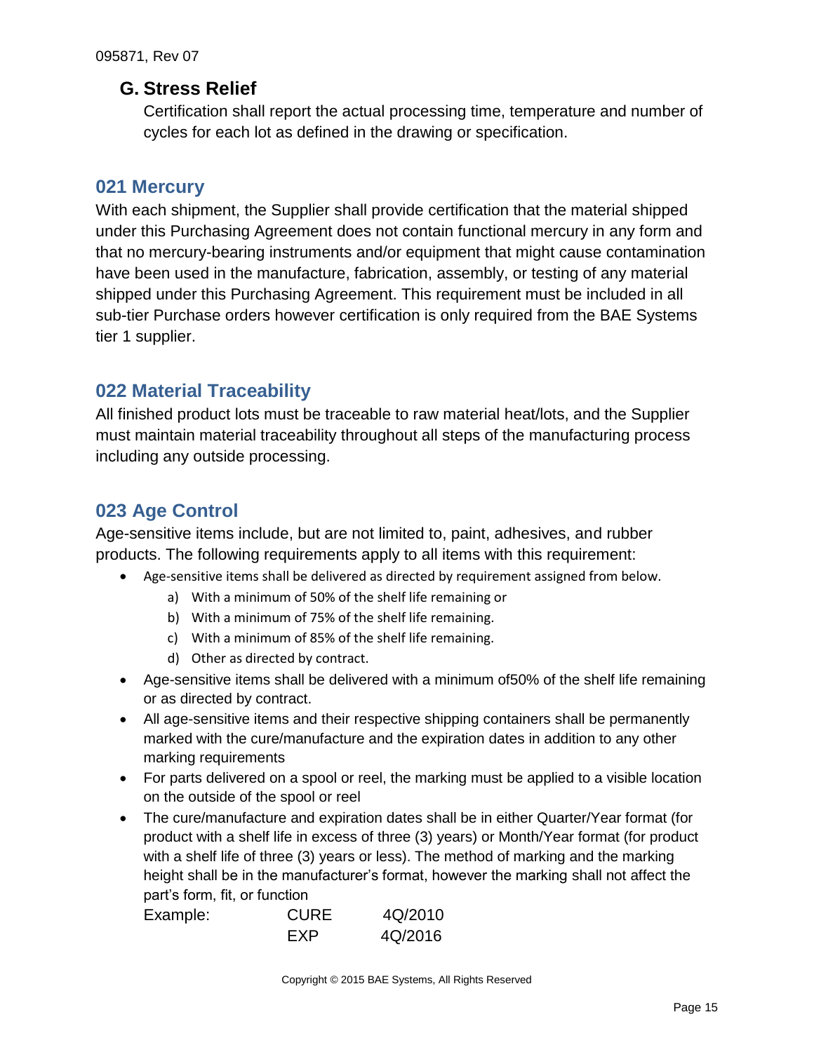### G. Stress Relief

Certification shall report the actual processing time, temperature and number of cycles for each lot as defined in the drawing or specification.

## 021 Mercury

With each shipment, the Supplier shall provide certification that the material shipped under this Purchasing Agreement does not contain functional mercury in any form and that no mercury-bearing instruments and/or equipment that might cause contamination have been used in the manufacture, fabrication, assembly, or testing of any material shipped under this Purchasing Agreement. This requirement must be included in all sub-tier Purchase orders however certification is only required from the BAE Systems tier 1 supplier.

## 022 Material Traceability

All finished product lots must be traceable to raw material heat/lots, and the Supplier must maintain material traceability throughout all steps of the manufacturing process including any outside processing.

## 023 Age Control

Age-sensitive items include, but are not limited to, paint, adhesives, and rubber products. The following requirements apply to all items with this requirement:

- Age-sensitive items shall be delivered as directed by requirement assigned from below.
    - a) With a minimum of 50% of the shelf life remaining or
    - b) With a minimum of 75% of the shelf life remaining.
    - c) With a minimum of 85% of the shelf life remaining.
    - d) Other as directed by contract.
- Age-sensitive items shall be delivered with a minimum of50% of the shelf life remaining or as directed by contract.
- All age-sensitive items and their respective shipping containers shall be permanently marked with the cure/manufacture and the expiration dates in addition to any other marking requirements
- For parts delivered on a spool or reel, the marking must be applied to a visible location on the outside of the spool or reel
- The cure/manufacture and expiration dates shall be in either Quarter/Year format (for product with a shelf life in excess of three (3) years) or Month/Year format (for product with a shelf life of three (3) years or less). The method of marking and the marking height shall be in the manufacturer's format, however the marking shall not affect the part's form, fit, or function

  Example: CURE 4Q/2010
  
  EXP 4Q/2016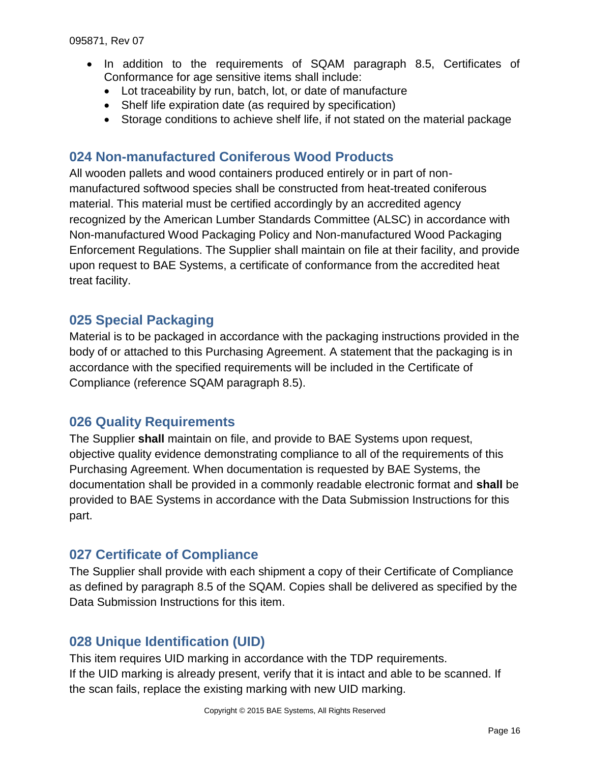- In addition to the requirements of SQAM paragraph 8.5, Certificates of Conformance for age sensitive items shall include:
  - Lot traceability by run, batch, lot, or date of manufacture
  - Shelf life expiration date (as required by specification)
  - Storage conditions to achieve shelf life, if not stated on the material package

## 024 Non-manufactured Coniferous Wood Products

All wooden pallets and wood containers produced entirely or in part of non-manufactured softwood species shall be constructed from heat-treated coniferous material. This material must be certified accordingly by an accredited agency recognized by the American Lumber Standards Committee (ALSC) in accordance with Non-manufactured Wood Packaging Policy and Non-manufactured Wood Packaging Enforcement Regulations. The Supplier shall maintain on file at their facility, and provide upon request to BAE Systems, a certificate of conformance from the accredited heat treat facility.

## 025 Special Packaging

Material is to be packaged in accordance with the packaging instructions provided in the body of or attached to this Purchasing Agreement. A statement that the packaging is in accordance with the specified requirements will be included in the Certificate of Compliance (reference SQAM paragraph 8.5).

## 026 Quality Requirements

The Supplier **shall** maintain on file, and provide to BAE Systems upon request, objective quality evidence demonstrating compliance to all of the requirements of this Purchasing Agreement. When documentation is requested by BAE Systems, the documentation shall be provided in a commonly readable electronic format and **shall** be provided to BAE Systems in accordance with the Data Submission Instructions for this part.

## 027 Certificate of Compliance

The Supplier shall provide with each shipment a copy of their Certificate of Compliance as defined by paragraph 8.5 of the SQAM. Copies shall be delivered as specified by the Data Submission Instructions for this item.

## 028 Unique Identification (UID)

This item requires UID marking in accordance with the TDP requirements.
If the UID marking is already present, verify that it is intact and able to be scanned. If the scan fails, replace the existing marking with new UID marking.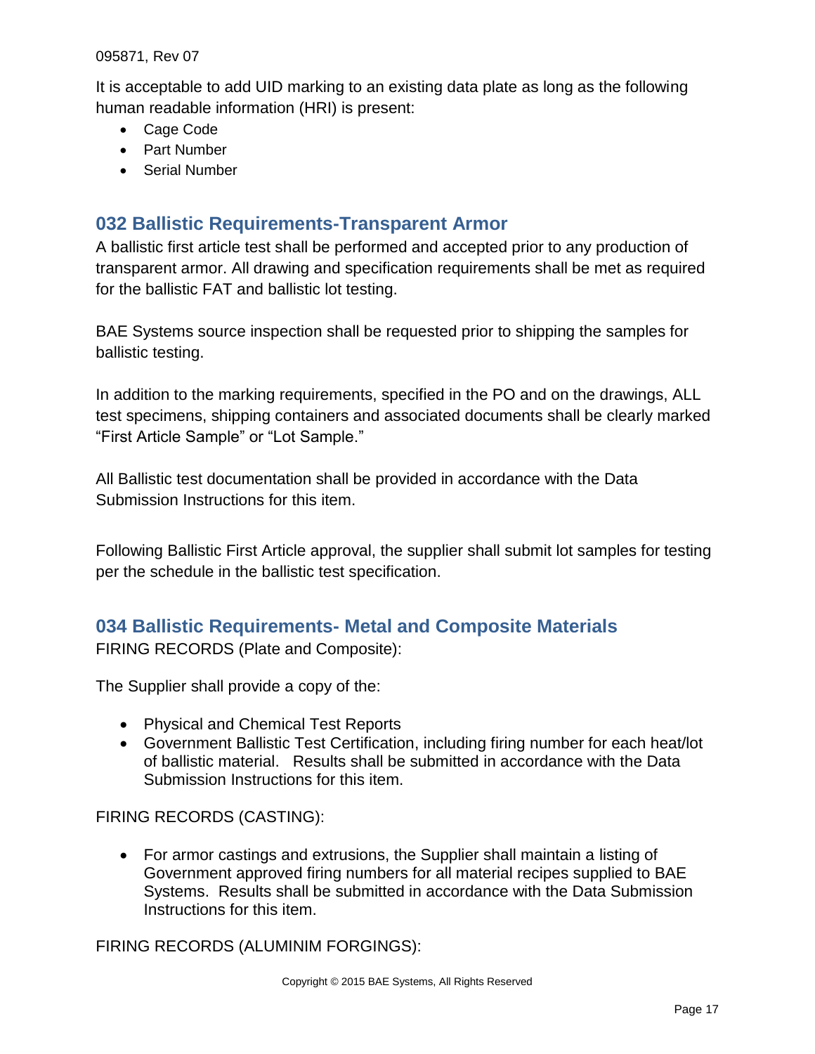It is acceptable to add UID marking to an existing data plate as long as the following human readable information (HRI) is present:

- Cage Code
- Part Number
- Serial Number

## 032 Ballistic Requirements-Transparent Armor

A ballistic first article test shall be performed and accepted prior to any production of transparent armor. All drawing and specification requirements shall be met as required for the ballistic FAT and ballistic lot testing.

BAE Systems source inspection shall be requested prior to shipping the samples for ballistic testing.

In addition to the marking requirements, specified in the PO and on the drawings, ALL test specimens, shipping containers and associated documents shall be clearly marked “First Article Sample” or “Lot Sample.”

All Ballistic test documentation shall be provided in accordance with the Data Submission Instructions for this item.

Following Ballistic First Article approval, the supplier shall submit lot samples for testing per the schedule in the ballistic test specification.

## 034 Ballistic Requirements- Metal and Composite Materials

FIRING RECORDS (Plate and Composite):

The Supplier shall provide a copy of the:

- Physical and Chemical Test Reports
- Government Ballistic Test Certification, including firing number for each heat/lot of ballistic material. Results shall be submitted in accordance with the Data Submission Instructions for this item.

FIRING RECORDS (CASTING):

- For armor castings and extrusions, the Supplier shall maintain a listing of Government approved firing numbers for all material recipes supplied to BAE Systems. Results shall be submitted in accordance with the Data Submission Instructions for this item.

FIRING RECORDS (ALUMINIM FORGINGS):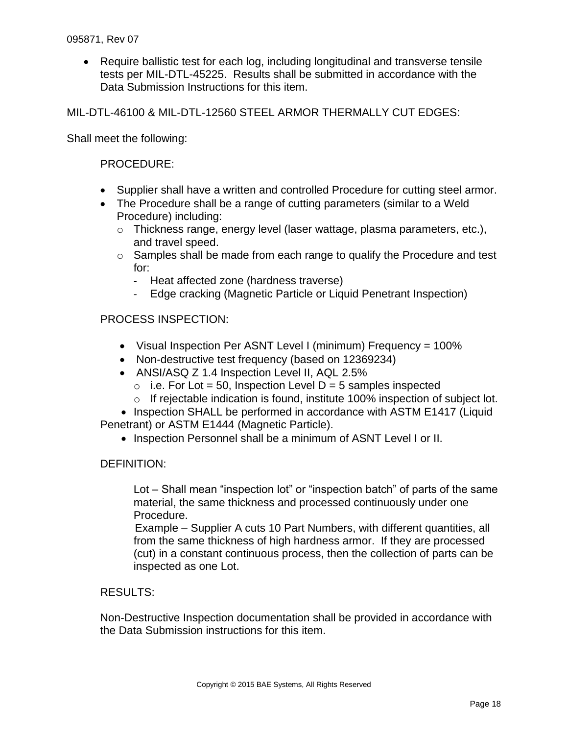- Require ballistic test for each log, including longitudinal and transverse tensile tests per MIL-DTL-45225. Results shall be submitted in accordance with the Data Submission Instructions for this item.

MIL-DTL-46100 & MIL-DTL-12560 STEEL ARMOR THERMALLY CUT EDGES:

Shall meet the following:

PROCEDURE:

- Supplier shall have a written and controlled Procedure for cutting steel armor.
- The Procedure shall be a range of cutting parameters (similar to a Weld Procedure) including:
  - Thickness range, energy level (laser wattage, plasma parameters, etc.), and travel speed.
  - Samples shall be made from each range to qualify the Procedure and test for:
    - Heat affected zone (hardness traverse)
    - Edge cracking (Magnetic Particle or Liquid Penetrant Inspection)

PROCESS INSPECTION:

- Visual Inspection Per ASNT Level I (minimum) Frequency = 100%
- Non-destructive test frequency (based on 12369234)
- ANSI/ASQ Z 1.4 Inspection Level II, AQL 2.5%
  - i.e. For Lot = 50, Inspection Level D = 5 samples inspected
  - If rejectable indication is found, institute 100% inspection of subject lot.
- Inspection SHALL be performed in accordance with ASTM E1417 (Liquid Penetrant) or ASTM E1444 (Magnetic Particle).
- Inspection Personnel shall be a minimum of ASNT Level I or II.

DEFINITION:

Lot – Shall mean “inspection lot” or “inspection batch” of parts of the same material, the same thickness and processed continuously under one Procedure.

Example – Supplier A cuts 10 Part Numbers, with different quantities, all from the same thickness of high hardness armor. If they are processed (cut) in a constant continuous process, then the collection of parts can be inspected as one Lot.

RESULTS:

Non-Destructive Inspection documentation shall be provided in accordance with the Data Submission instructions for this item.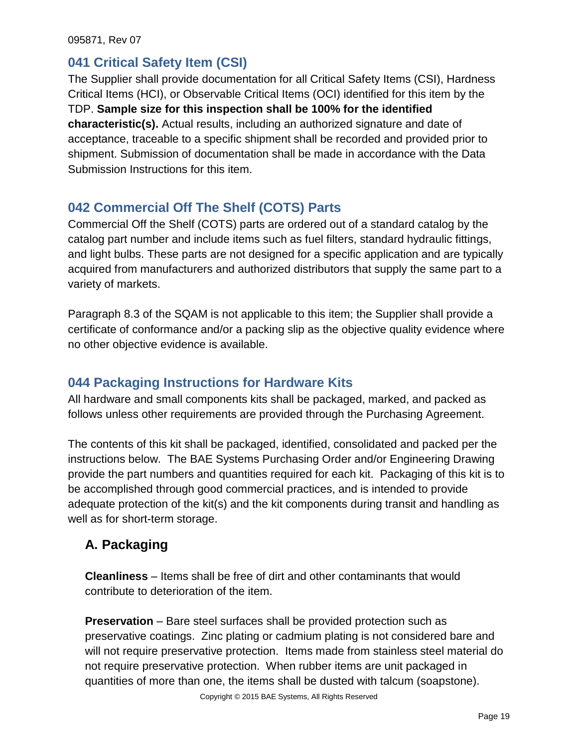## 041 Critical Safety Item (CSI)

The Supplier shall provide documentation for all Critical Safety Items (CSI), Hardness Critical Items (HCI), or Observable Critical Items (OCI) identified for this item by the TDP. **Sample size for this inspection shall be 100% for the identified characteristic(s).** Actual results, including an authorized signature and date of acceptance, traceable to a specific shipment shall be recorded and provided prior to shipment. Submission of documentation shall be made in accordance with the Data Submission Instructions for this item.

## 042 Commercial Off The Shelf (COTS) Parts

Commercial Off the Shelf (COTS) parts are ordered out of a standard catalog by the catalog part number and include items such as fuel filters, standard hydraulic fittings, and light bulbs. These parts are not designed for a specific application and are typically acquired from manufacturers and authorized distributors that supply the same part to a variety of markets.

Paragraph 8.3 of the SQAM is not applicable to this item; the Supplier shall provide a certificate of conformance and/or a packing slip as the objective quality evidence where no other objective evidence is available.

## 044 Packaging Instructions for Hardware Kits

All hardware and small components kits shall be packaged, marked, and packed as follows unless other requirements are provided through the Purchasing Agreement.

The contents of this kit shall be packaged, identified, consolidated and packed per the instructions below. The BAE Systems Purchasing Order and/or Engineering Drawing provide the part numbers and quantities required for each kit. Packaging of this kit is to be accomplished through good commercial practices, and is intended to provide adequate protection of the kit(s) and the kit components during transit and handling as well as for short-term storage.

### A. Packaging

**Cleanliness** – Items shall be free of dirt and other contaminants that would contribute to deterioration of the item.

**Preservation** – Bare steel surfaces shall be provided protection such as preservative coatings. Zinc plating or cadmium plating is not considered bare and will not require preservative protection. Items made from stainless steel material do not require preservative protection. When rubber items are unit packaged in quantities of more than one, the items shall be dusted with talcum (soapstone).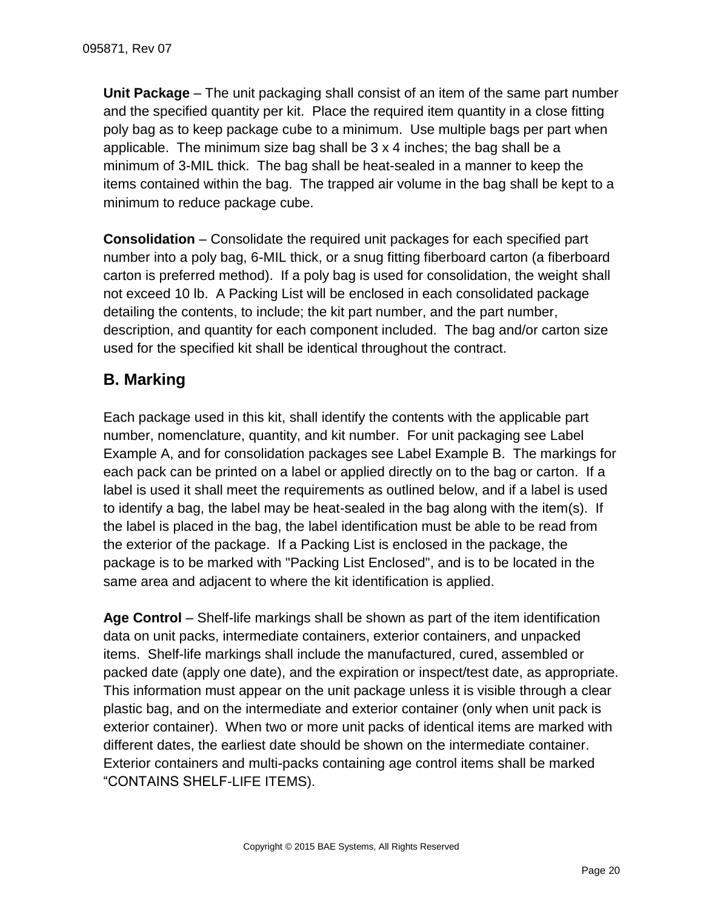**Unit Package** – The unit packaging shall consist of an item of the same part number and the specified quantity per kit. Place the required item quantity in a close fitting poly bag as to keep package cube to a minimum. Use multiple bags per part when applicable. The minimum size bag shall be 3 x 4 inches; the bag shall be a minimum of 3-MIL thick. The bag shall be heat-sealed in a manner to keep the items contained within the bag. The trapped air volume in the bag shall be kept to a minimum to reduce package cube.

**Consolidation** – Consolidate the required unit packages for each specified part number into a poly bag, 6-MIL thick, or a snug fitting fiberboard carton (a fiberboard carton is preferred method). If a poly bag is used for consolidation, the weight shall not exceed 10 lb. A Packing List will be enclosed in each consolidated package detailing the contents, to include; the kit part number, and the part number, description, and quantity for each component included. The bag and/or carton size used for the specified kit shall be identical throughout the contract.

## B. Marking

Each package used in this kit, shall identify the contents with the applicable part number, nomenclature, quantity, and kit number. For unit packaging see Label Example A, and for consolidation packages see Label Example B. The markings for each pack can be printed on a label or applied directly on to the bag or carton. If a label is used it shall meet the requirements as outlined below, and if a label is used to identify a bag, the label may be heat-sealed in the bag along with the item(s). If the label is placed in the bag, the label identification must be able to be read from the exterior of the package. If a Packing List is enclosed in the package, the package is to be marked with "Packing List Enclosed", and is to be located in the same area and adjacent to where the kit identification is applied.

**Age Control** – Shelf-life markings shall be shown as part of the item identification data on unit packs, intermediate containers, exterior containers, and unpacked items. Shelf-life markings shall include the manufactured, cured, assembled or packed date (apply one date), and the expiration or inspect/test date, as appropriate. This information must appear on the unit package unless it is visible through a clear plastic bag, and on the intermediate and exterior container (only when unit pack is exterior container). When two or more unit packs of identical items are marked with different dates, the earliest date should be shown on the intermediate container. Exterior containers and multi-packs containing age control items shall be marked "CONTAINS SHELF-LIFE ITEMS).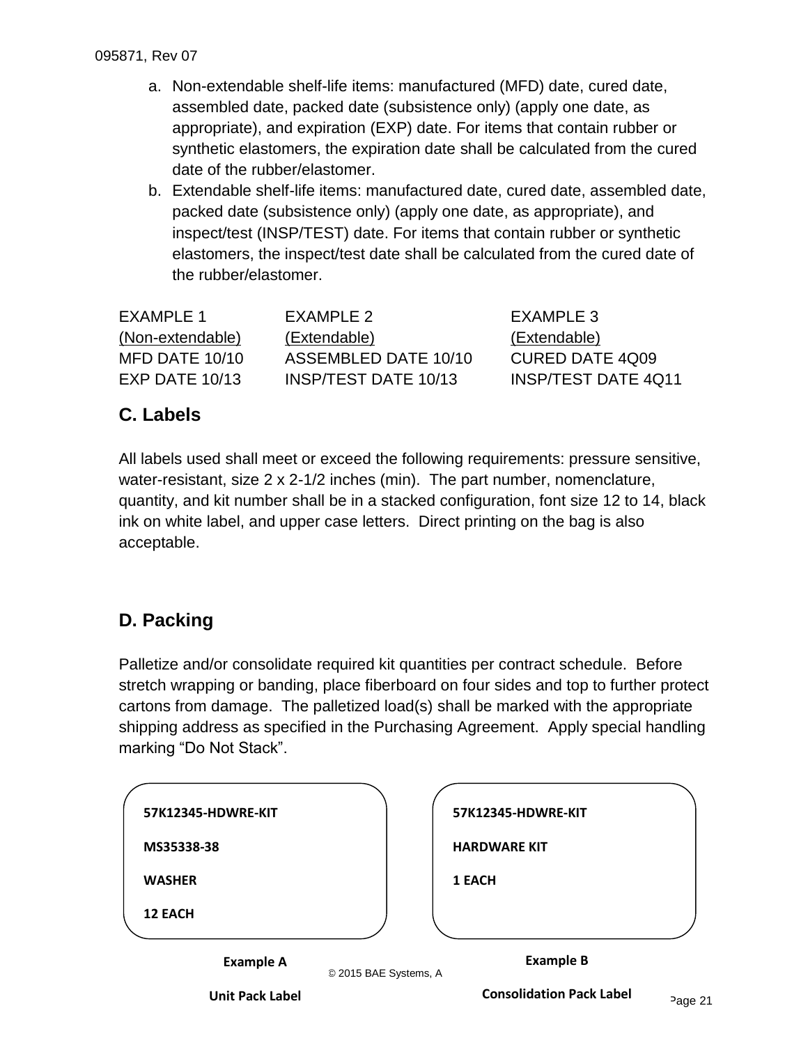a. Non-extendable shelf-life items: manufactured (MFD) date, cured date, assembled date, packed date (subsistence only) (apply one date, as appropriate), and expiration (EXP) date. For items that contain rubber or synthetic elastomers, the expiration date shall be calculated from the cured date of the rubber/elastomer.
b. Extendable shelf-life items: manufactured date, cured date, assembled date, packed date (subsistence only) (apply one date, as appropriate), and inspect/test (INSP/TEST) date. For items that contain rubber or synthetic elastomers, the inspect/test date shall be calculated from the cured date of the rubber/elastomer.

| EXAMPLE 1 | EXAMPLE 2 | EXAMPLE 3 |
|---|---|---|
| (Non-extendable) | (Extendable) | (Extendable) |
| MFD DATE 10/10 | ASSEMBLED DATE 10/10 | CURED DATE 4Q09 |
| EXP DATE 10/13 | INSP/TEST DATE 10/13 | INSP/TEST DATE 4Q11 |

## C. Labels

All labels used shall meet or exceed the following requirements: pressure sensitive, water-resistant, size 2 x 2-1/2 inches (min). The part number, nomenclature, quantity, and kit number shall be in a stacked configuration, font size 12 to 14, black ink on white label, and upper case letters. Direct printing on the bag is also acceptable.

## D. Packing

Palletize and/or consolidate required kit quantities per contract schedule. Before stretch wrapping or banding, place fiberboard on four sides and top to further protect cartons from damage. The palletized load(s) shall be marked with the appropriate shipping address as specified in the Purchasing Agreement. Apply special handling marking “Do Not Stack”.

**57K12345-HDWRE-KIT**

**MS35338-38**

**WASHER**

**12 EACH**

**Example A**

**Unit Pack Label**

**57K12345-HDWRE-KIT**

**HARDWARE KIT**

**1 EACH**

**Example B**

**Consolidation Pack Label**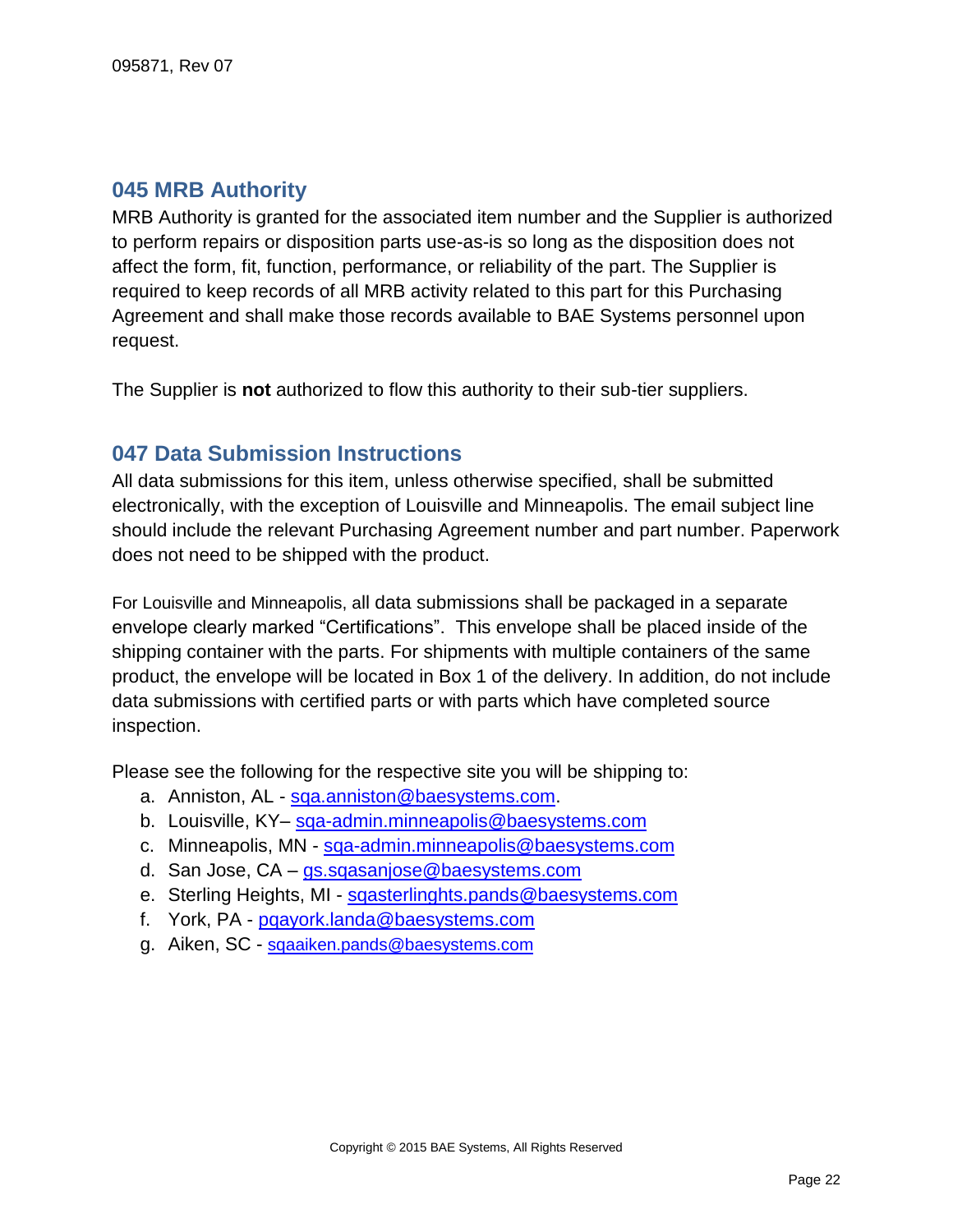## 045 MRB Authority

MRB Authority is granted for the associated item number and the Supplier is authorized to perform repairs or disposition parts use-as-is so long as the disposition does not affect the form, fit, function, performance, or reliability of the part. The Supplier is required to keep records of all MRB activity related to this part for this Purchasing Agreement and shall make those records available to BAE Systems personnel upon request.

The Supplier is **not** authorized to flow this authority to their sub-tier suppliers.

## 047 Data Submission Instructions

All data submissions for this item, unless otherwise specified, shall be submitted electronically, with the exception of Louisville and Minneapolis. The email subject line should include the relevant Purchasing Agreement number and part number. Paperwork does not need to be shipped with the product.

For Louisville and Minneapolis, all data submissions shall be packaged in a separate envelope clearly marked "Certifications". This envelope shall be placed inside of the shipping container with the parts. For shipments with multiple containers of the same product, the envelope will be located in Box 1 of the delivery. In addition, do not include data submissions with certified parts or with parts which have completed source inspection.

Please see the following for the respective site you will be shipping to:

a. Anniston, AL - sqa.anniston@baesystems.com.
b. Louisville, KY– sqa-admin.minneapolis@baesystems.com
c. Minneapolis, MN - sqa-admin.minneapolis@baesystems.com
d. San Jose, CA – gs.sqasanjose@baesystems.com
e. Sterling Heights, MI - sqasterlinghts.pands@baesystems.com
f. York, PA - pqayork.landa@baesystems.com
g. Aiken, SC - sqaaiken.pands@baesystems.com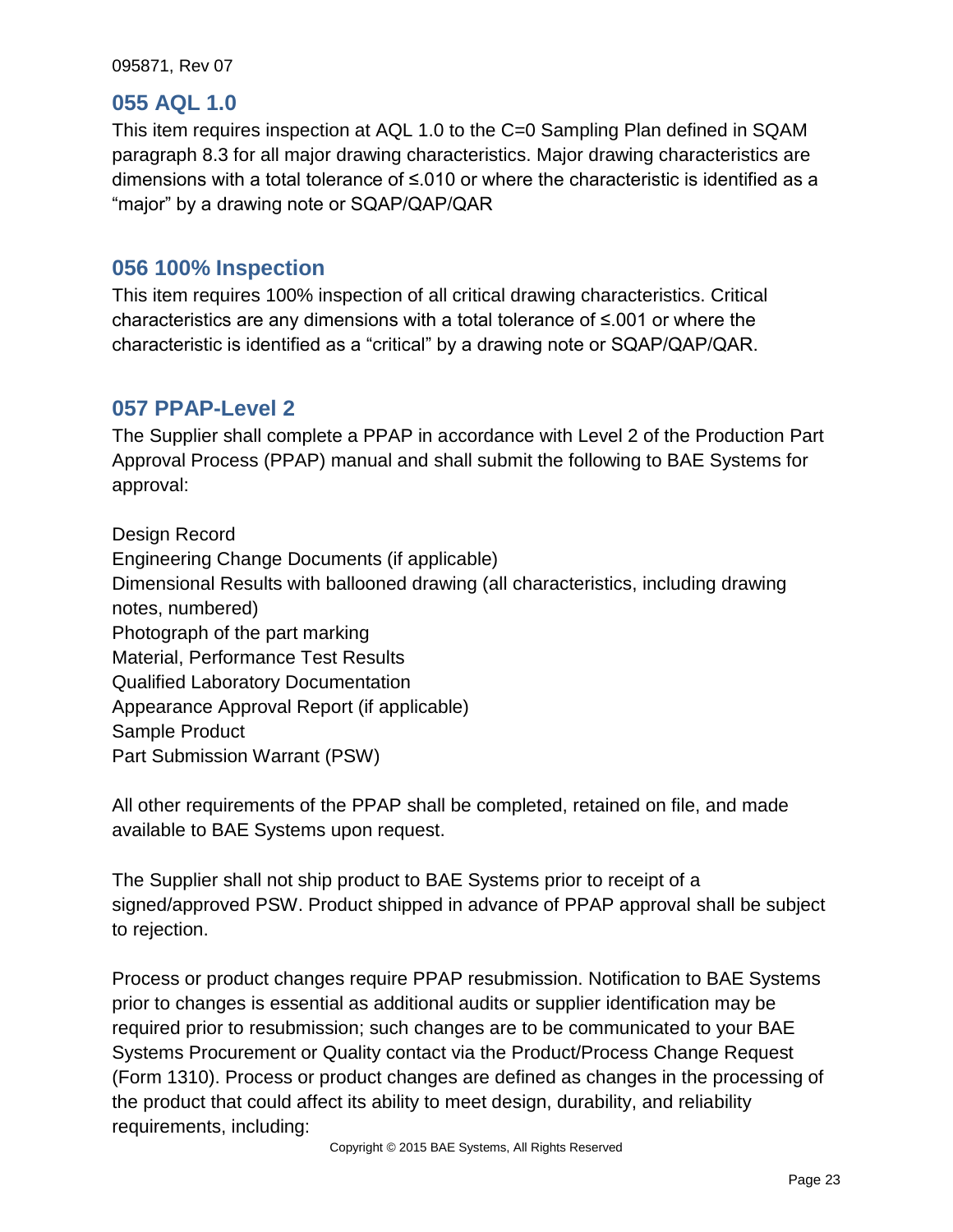## 055 AQL 1.0

This item requires inspection at AQL 1.0 to the C=0 Sampling Plan defined in SQAM paragraph 8.3 for all major drawing characteristics. Major drawing characteristics are dimensions with a total tolerance of ≤.010 or where the characteristic is identified as a "major" by a drawing note or SQAP/QAP/QAR

## 056 100% Inspection

This item requires 100% inspection of all critical drawing characteristics. Critical characteristics are any dimensions with a total tolerance of ≤.001 or where the characteristic is identified as a "critical" by a drawing note or SQAP/QAP/QAR.

## 057 PPAP-Level 2

The Supplier shall complete a PPAP in accordance with Level 2 of the Production Part Approval Process (PPAP) manual and shall submit the following to BAE Systems for approval:

Design Record
Engineering Change Documents (if applicable)
Dimensional Results with ballooned drawing (all characteristics, including drawing notes, numbered)
Photograph of the part marking
Material, Performance Test Results
Qualified Laboratory Documentation
Appearance Approval Report (if applicable)
Sample Product
Part Submission Warrant (PSW)

All other requirements of the PPAP shall be completed, retained on file, and made available to BAE Systems upon request.

The Supplier shall not ship product to BAE Systems prior to receipt of a signed/approved PSW. Product shipped in advance of PPAP approval shall be subject to rejection.

Process or product changes require PPAP resubmission. Notification to BAE Systems prior to changes is essential as additional audits or supplier identification may be required prior to resubmission; such changes are to be communicated to your BAE Systems Procurement or Quality contact via the Product/Process Change Request (Form 1310). Process or product changes are defined as changes in the processing of the product that could affect its ability to meet design, durability, and reliability requirements, including: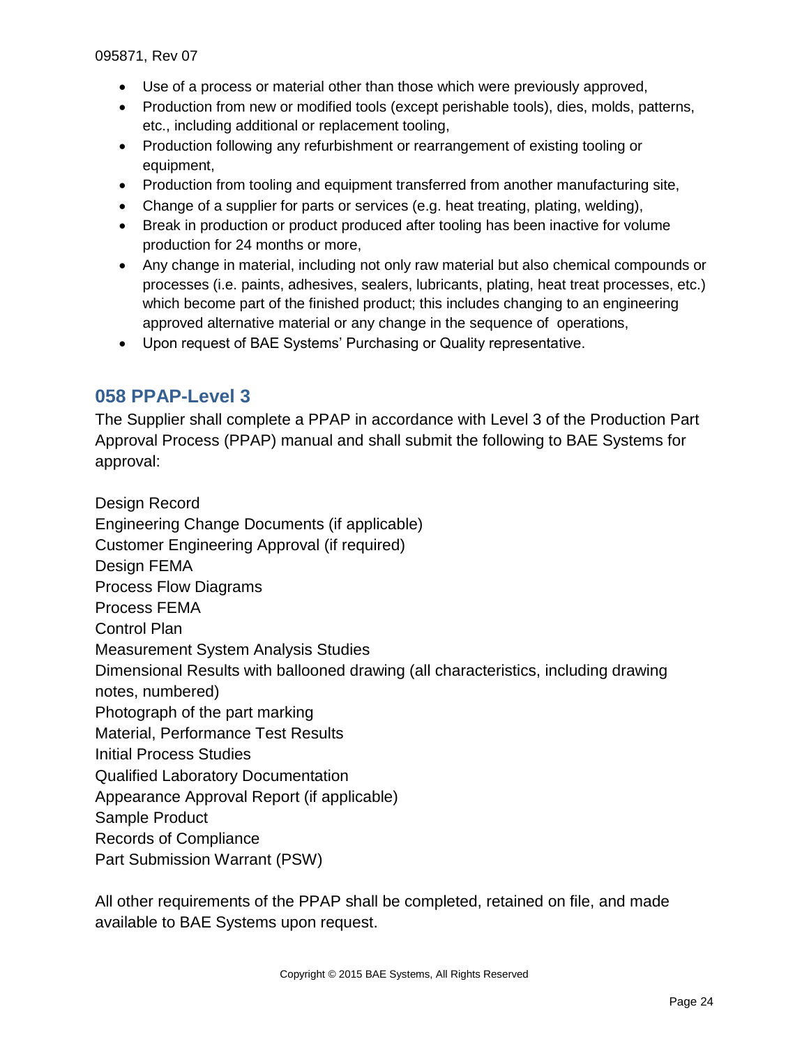- Use of a process or material other than those which were previously approved,
- Production from new or modified tools (except perishable tools), dies, molds, patterns, etc., including additional or replacement tooling,
- Production following any refurbishment or rearrangement of existing tooling or equipment,
- Production from tooling and equipment transferred from another manufacturing site,
- Change of a supplier for parts or services (e.g. heat treating, plating, welding),
- Break in production or product produced after tooling has been inactive for volume production for 24 months or more,
- Any change in material, including not only raw material but also chemical compounds or processes (i.e. paints, adhesives, sealers, lubricants, plating, heat treat processes, etc.) which become part of the finished product; this includes changing to an engineering approved alternative material or any change in the sequence of operations,
- Upon request of BAE Systems' Purchasing or Quality representative.

## 058 PPAP-Level 3

The Supplier shall complete a PPAP in accordance with Level 3 of the Production Part Approval Process (PPAP) manual and shall submit the following to BAE Systems for approval:

Design Record
Engineering Change Documents (if applicable)
Customer Engineering Approval (if required)
Design FEMA
Process Flow Diagrams
Process FEMA
Control Plan
Measurement System Analysis Studies
Dimensional Results with ballooned drawing (all characteristics, including drawing notes, numbered)
Photograph of the part marking
Material, Performance Test Results
Initial Process Studies
Qualified Laboratory Documentation
Appearance Approval Report (if applicable)
Sample Product
Records of Compliance
Part Submission Warrant (PSW)

All other requirements of the PPAP shall be completed, retained on file, and made available to BAE Systems upon request.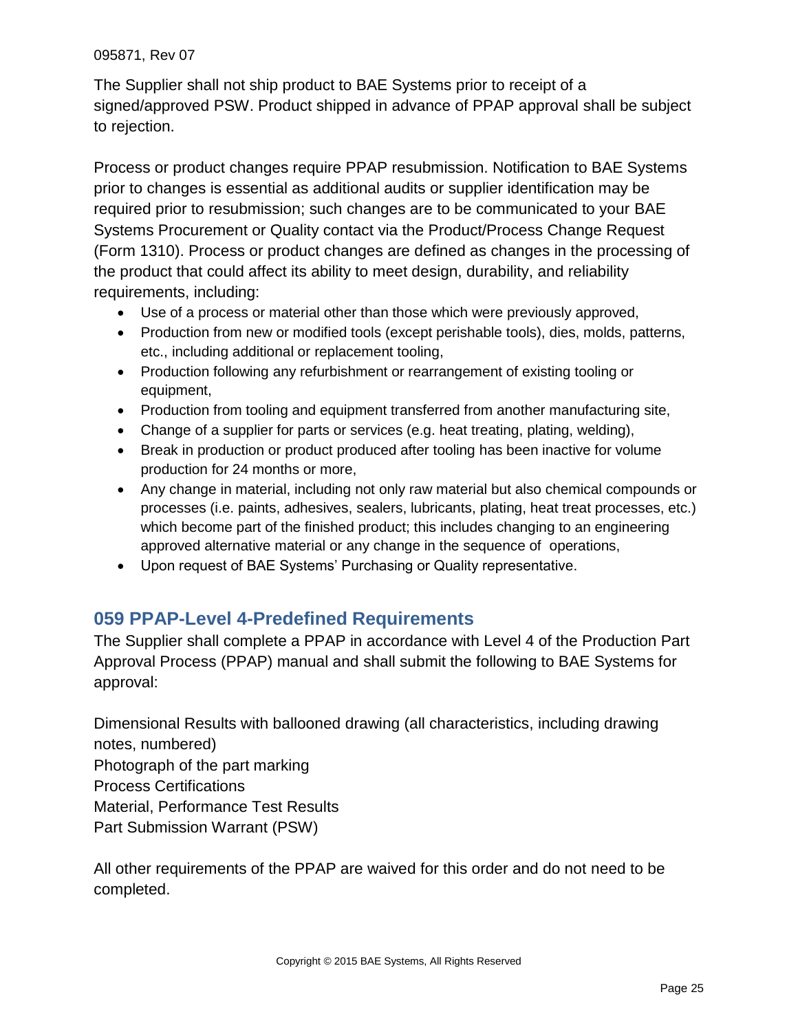The Supplier shall not ship product to BAE Systems prior to receipt of a signed/approved PSW. Product shipped in advance of PPAP approval shall be subject to rejection.

Process or product changes require PPAP resubmission. Notification to BAE Systems prior to changes is essential as additional audits or supplier identification may be required prior to resubmission; such changes are to be communicated to your BAE Systems Procurement or Quality contact via the Product/Process Change Request (Form 1310). Process or product changes are defined as changes in the processing of the product that could affect its ability to meet design, durability, and reliability requirements, including:

- Use of a process or material other than those which were previously approved,
- Production from new or modified tools (except perishable tools), dies, molds, patterns, etc., including additional or replacement tooling,
- Production following any refurbishment or rearrangement of existing tooling or equipment,
- Production from tooling and equipment transferred from another manufacturing site,
- Change of a supplier for parts or services (e.g. heat treating, plating, welding),
- Break in production or product produced after tooling has been inactive for volume production for 24 months or more,
- Any change in material, including not only raw material but also chemical compounds or processes (i.e. paints, adhesives, sealers, lubricants, plating, heat treat processes, etc.) which become part of the finished product; this includes changing to an engineering approved alternative material or any change in the sequence of operations,
- Upon request of BAE Systems' Purchasing or Quality representative.

## 059 PPAP-Level 4-Predefined Requirements

The Supplier shall complete a PPAP in accordance with Level 4 of the Production Part Approval Process (PPAP) manual and shall submit the following to BAE Systems for approval:

Dimensional Results with ballooned drawing (all characteristics, including drawing notes, numbered)
Photograph of the part marking
Process Certifications
Material, Performance Test Results
Part Submission Warrant (PSW)

All other requirements of the PPAP are waived for this order and do not need to be completed.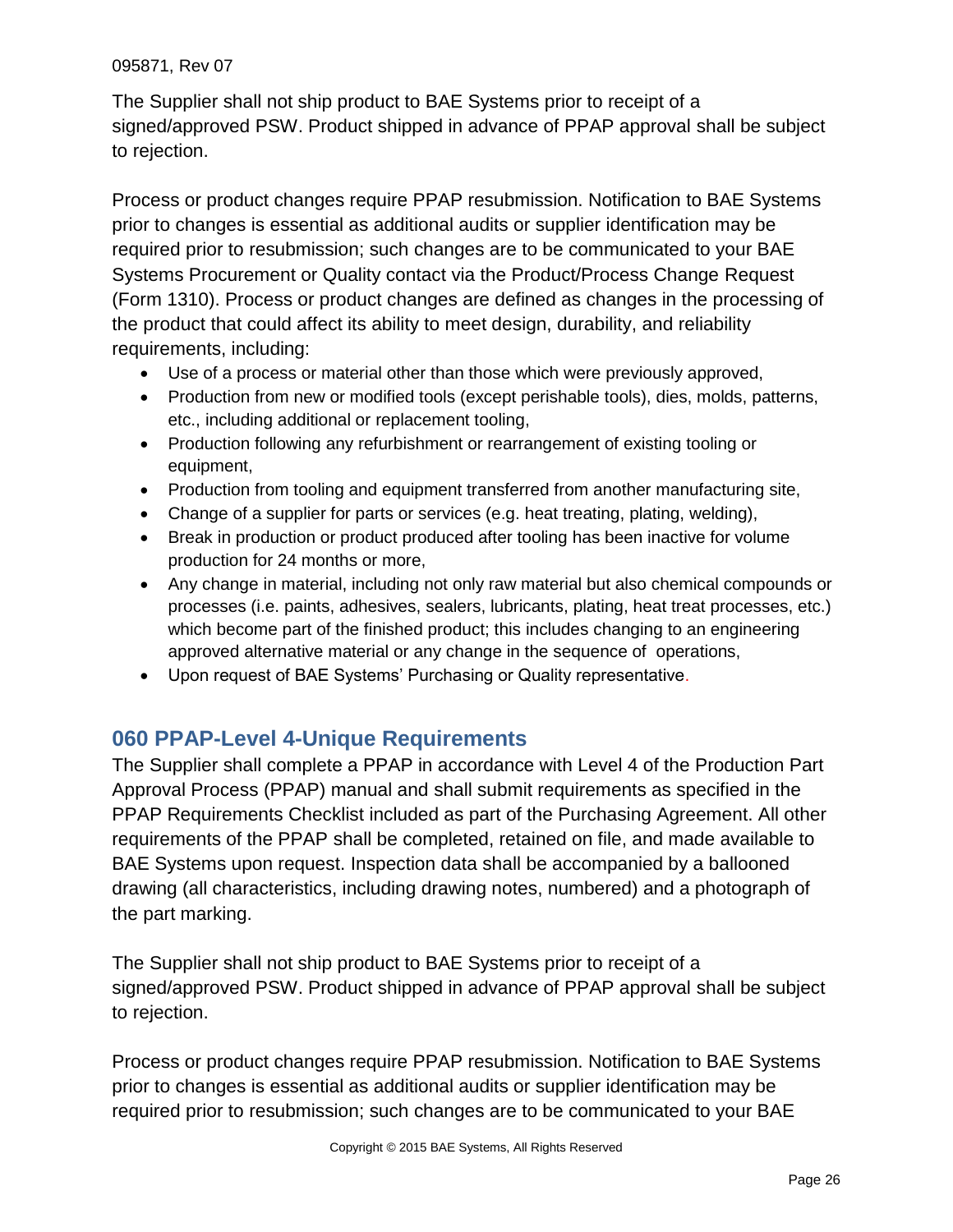The Supplier shall not ship product to BAE Systems prior to receipt of a signed/approved PSW. Product shipped in advance of PPAP approval shall be subject to rejection.

Process or product changes require PPAP resubmission. Notification to BAE Systems prior to changes is essential as additional audits or supplier identification may be required prior to resubmission; such changes are to be communicated to your BAE Systems Procurement or Quality contact via the Product/Process Change Request (Form 1310). Process or product changes are defined as changes in the processing of the product that could affect its ability to meet design, durability, and reliability requirements, including:

- Use of a process or material other than those which were previously approved,
- Production from new or modified tools (except perishable tools), dies, molds, patterns, etc., including additional or replacement tooling,
- Production following any refurbishment or rearrangement of existing tooling or equipment,
- Production from tooling and equipment transferred from another manufacturing site,
- Change of a supplier for parts or services (e.g. heat treating, plating, welding),
- Break in production or product produced after tooling has been inactive for volume production for 24 months or more,
- Any change in material, including not only raw material but also chemical compounds or processes (i.e. paints, adhesives, sealers, lubricants, plating, heat treat processes, etc.) which become part of the finished product; this includes changing to an engineering approved alternative material or any change in the sequence of operations,
- Upon request of BAE Systems' Purchasing or Quality representative.

## 060 PPAP-Level 4-Unique Requirements

The Supplier shall complete a PPAP in accordance with Level 4 of the Production Part Approval Process (PPAP) manual and shall submit requirements as specified in the PPAP Requirements Checklist included as part of the Purchasing Agreement. All other requirements of the PPAP shall be completed, retained on file, and made available to BAE Systems upon request. Inspection data shall be accompanied by a ballooned drawing (all characteristics, including drawing notes, numbered) and a photograph of the part marking.

The Supplier shall not ship product to BAE Systems prior to receipt of a signed/approved PSW. Product shipped in advance of PPAP approval shall be subject to rejection.

Process or product changes require PPAP resubmission. Notification to BAE Systems prior to changes is essential as additional audits or supplier identification may be required prior to resubmission; such changes are to be communicated to your BAE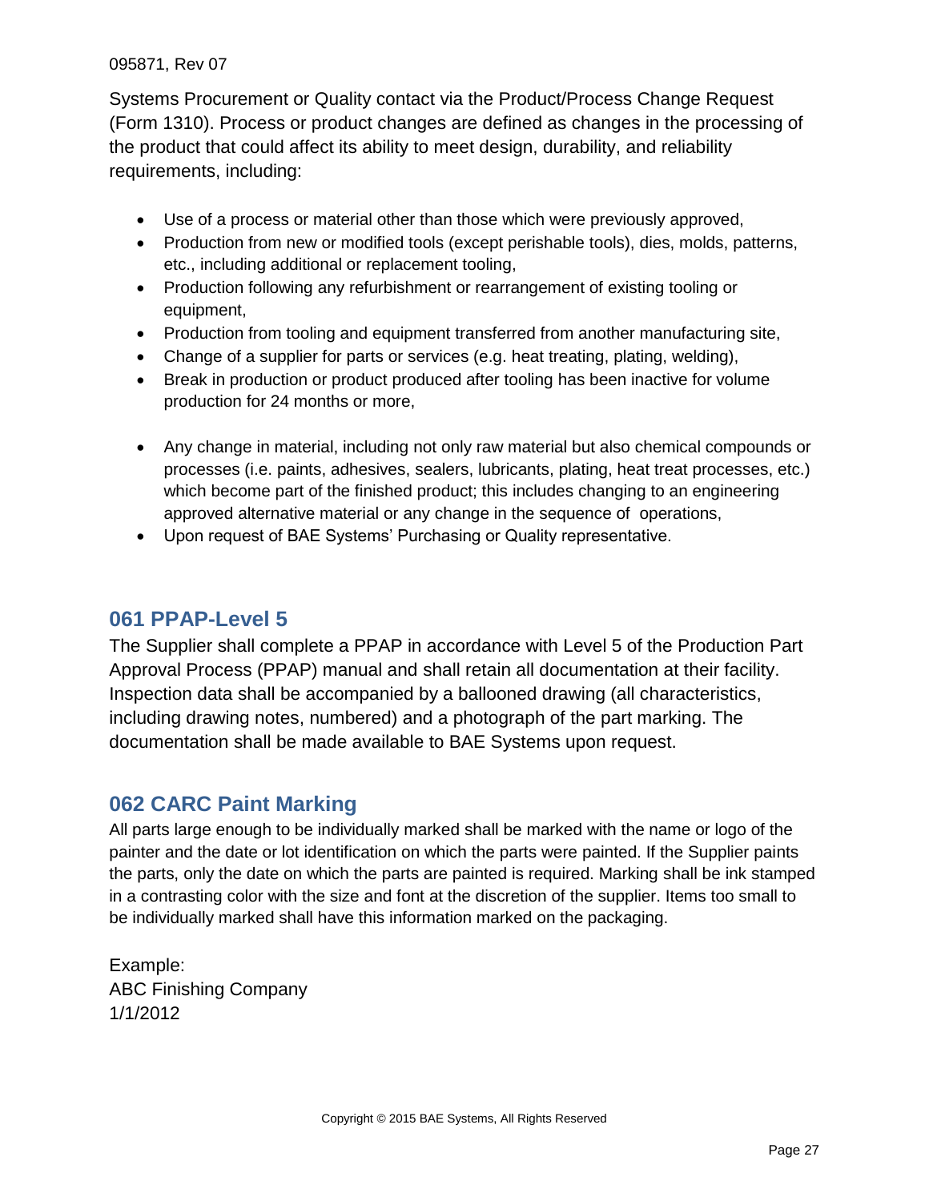Systems Procurement or Quality contact via the Product/Process Change Request (Form 1310). Process or product changes are defined as changes in the processing of the product that could affect its ability to meet design, durability, and reliability requirements, including:

- Use of a process or material other than those which were previously approved,
- Production from new or modified tools (except perishable tools), dies, molds, patterns, etc., including additional or replacement tooling,
- Production following any refurbishment or rearrangement of existing tooling or equipment,
- Production from tooling and equipment transferred from another manufacturing site,
- Change of a supplier for parts or services (e.g. heat treating, plating, welding),
- Break in production or product produced after tooling has been inactive for volume production for 24 months or more,
- Any change in material, including not only raw material but also chemical compounds or processes (i.e. paints, adhesives, sealers, lubricants, plating, heat treat processes, etc.) which become part of the finished product; this includes changing to an engineering approved alternative material or any change in the sequence of operations,
- Upon request of BAE Systems' Purchasing or Quality representative.

## 061 PPAP-Level 5

The Supplier shall complete a PPAP in accordance with Level 5 of the Production Part Approval Process (PPAP) manual and shall retain all documentation at their facility. Inspection data shall be accompanied by a ballooned drawing (all characteristics, including drawing notes, numbered) and a photograph of the part marking. The documentation shall be made available to BAE Systems upon request.

## 062 CARC Paint Marking

All parts large enough to be individually marked shall be marked with the name or logo of the painter and the date or lot identification on which the parts were painted. If the Supplier paints the parts, only the date on which the parts are painted is required. Marking shall be ink stamped in a contrasting color with the size and font at the discretion of the supplier. Items too small to be individually marked shall have this information marked on the packaging.

Example:  
ABC Finishing Company  
1/1/2012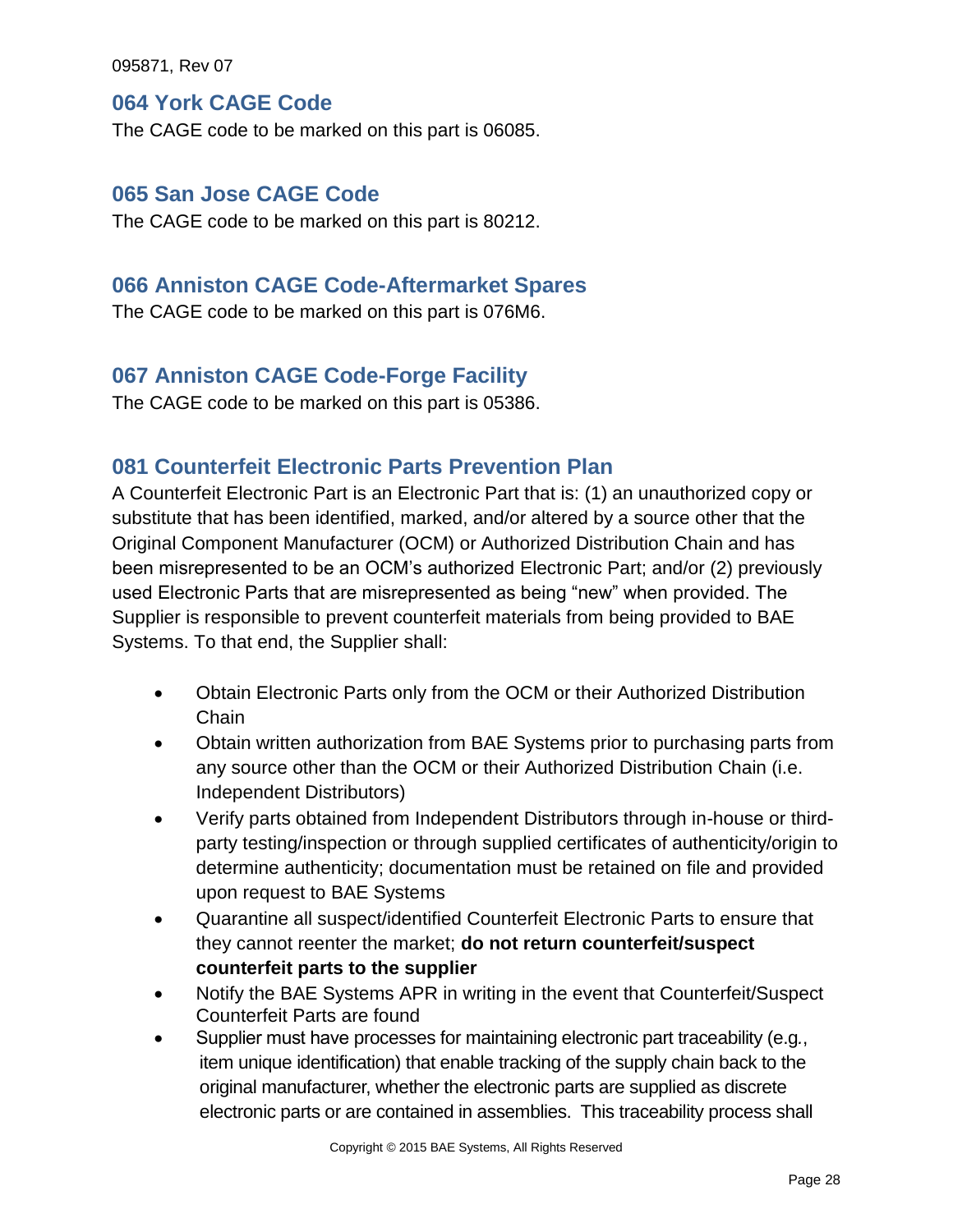## 064 York CAGE Code

The CAGE code to be marked on this part is 06085.

## 065 San Jose CAGE Code

The CAGE code to be marked on this part is 80212.

## 066 Anniston CAGE Code-Aftermarket Spares

The CAGE code to be marked on this part is 076M6.

## 067 Anniston CAGE Code-Forge Facility

The CAGE code to be marked on this part is 05386.

## 081 Counterfeit Electronic Parts Prevention Plan

A Counterfeit Electronic Part is an Electronic Part that is: (1) an unauthorized copy or substitute that has been identified, marked, and/or altered by a source other that the Original Component Manufacturer (OCM) or Authorized Distribution Chain and has been misrepresented to be an OCM's authorized Electronic Part; and/or (2) previously used Electronic Parts that are misrepresented as being "new" when provided. The Supplier is responsible to prevent counterfeit materials from being provided to BAE Systems. To that end, the Supplier shall:

- Obtain Electronic Parts only from the OCM or their Authorized Distribution Chain
- Obtain written authorization from BAE Systems prior to purchasing parts from any source other than the OCM or their Authorized Distribution Chain (i.e. Independent Distributors)
- Verify parts obtained from Independent Distributors through in-house or third-party testing/inspection or through supplied certificates of authenticity/origin to determine authenticity; documentation must be retained on file and provided upon request to BAE Systems
- Quarantine all suspect/identified Counterfeit Electronic Parts to ensure that they cannot reenter the market; **do not return counterfeit/suspect counterfeit parts to the supplier**
- Notify the BAE Systems APR in writing in the event that Counterfeit/Suspect Counterfeit Parts are found
- Supplier must have processes for maintaining electronic part traceability (e.g., item unique identification) that enable tracking of the supply chain back to the original manufacturer, whether the electronic parts are supplied as discrete electronic parts or are contained in assemblies. This traceability process shall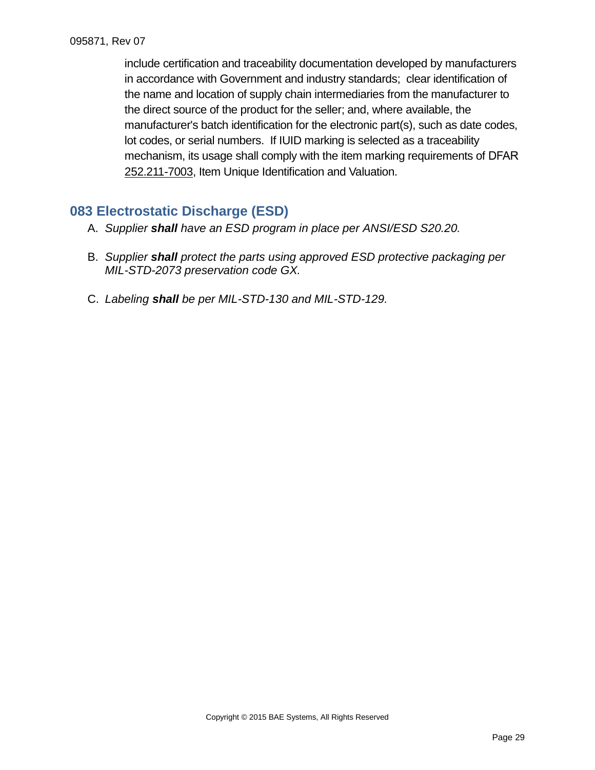include certification and traceability documentation developed by manufacturers in accordance with Government and industry standards;  clear identification of the name and location of supply chain intermediaries from the manufacturer to the direct source of the product for the seller; and, where available, the manufacturer's batch identification for the electronic part(s), such as date codes, lot codes, or serial numbers.  If IUID marking is selected as a traceability mechanism, its usage shall comply with the item marking requirements of DFAR 252.211-7003, Item Unique Identification and Valuation.

## 083 Electrostatic Discharge (ESD)

A. *Supplier **shall** have an ESD program in place per ANSI/ESD S20.20.*

B. *Supplier **shall** protect the parts using approved ESD protective packaging per MIL-STD-2073 preservation code GX.*

C. *Labeling **shall** be per MIL-STD-130 and MIL-STD-129.*